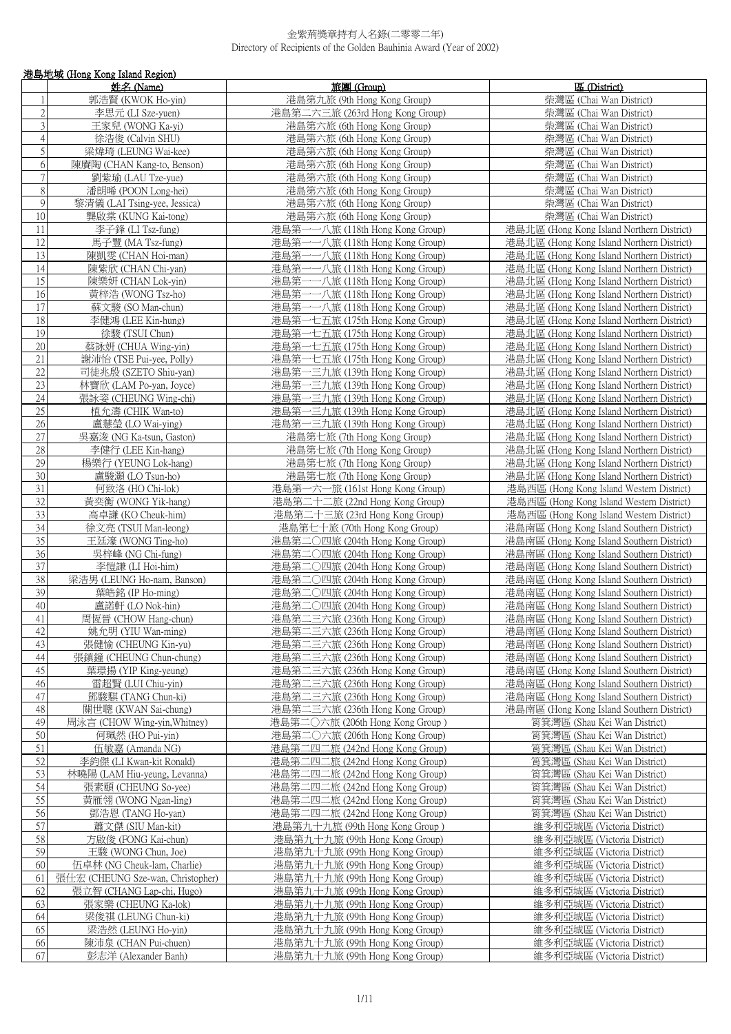# 金紫荊獎章持有人名錄(二零零二年)
Directory of Recipients of the Golden Bauhinia Award (Year of 2002)

## 港島地域 (Hong Kong Island Region)

| | 姓名 (Name) | 旅團 (Group) | 區 (District) |
|---|---|---|---|
| 1 | 郭浩賢 (KWOK Ho-yin) | 港島第九旅 (9th Hong Kong Group) | 柴灣區 (Chai Wan District) |
| 2 | 李思元 (LI Sze-yuen) | 港島第二六三旅 (263rd Hong Kong Group) | 柴灣區 (Chai Wan District) |
| 3 | 王家兒 (WONG Ka-yi) | 港島第六旅 (6th Hong Kong Group) | 柴灣區 (Chai Wan District) |
| 4 | 徐浩俊 (Calvin SHU) | 港島第六旅 (6th Hong Kong Group) | 柴灣區 (Chai Wan District) |
| 5 | 梁煒琦 (LEUNG Wai-kee) | 港島第六旅 (6th Hong Kong Group) | 柴灣區 (Chai Wan District) |
| 6 | 陳賡陶 (CHAN Kang-to, Benson) | 港島第六旅 (6th Hong Kong Group) | 柴灣區 (Chai Wan District) |
| 7 | 劉紫瑜 (LAU Tze-yue) | 港島第六旅 (6th Hong Kong Group) | 柴灣區 (Chai Wan District) |
| 8 | 潘朗晞 (POON Long-hei) | 港島第六旅 (6th Hong Kong Group) | 柴灣區 (Chai Wan District) |
| 9 | 黎清儀 (LAI Tsing-yee, Jessica) | 港島第六旅 (6th Hong Kong Group) | 柴灣區 (Chai Wan District) |
| 10 | 龔啟棠 (KUNG Kai-tong) | 港島第六旅 (6th Hong Kong Group) | 柴灣區 (Chai Wan District) |
| 11 | 李子鋒 (LI Tsz-fung) | 港島第一一八旅 (118th Hong Kong Group) | 港島北區 (Hong Kong Island Northern District) |
| 12 | 馬子豐 (MA Tsz-fung) | 港島第一一八旅 (118th Hong Kong Group) | 港島北區 (Hong Kong Island Northern District) |
| 13 | 陳凱雯 (CHAN Hoi-man) | 港島第一一八旅 (118th Hong Kong Group) | 港島北區 (Hong Kong Island Northern District) |
| 14 | 陳紫欣 (CHAN Chi-yan) | 港島第一一八旅 (118th Hong Kong Group) | 港島北區 (Hong Kong Island Northern District) |
| 15 | 陳樂妍 (CHAN Lok-yin) | 港島第一一八旅 (118th Hong Kong Group) | 港島北區 (Hong Kong Island Northern District) |
| 16 | 黃梓浩 (WONG Tsz-ho) | 港島第一一八旅 (118th Hong Kong Group) | 港島北區 (Hong Kong Island Northern District) |
| 17 | 蘇文駿 (SO Man-chun) | 港島第一一八旅 (118th Hong Kong Group) | 港島北區 (Hong Kong Island Northern District) |
| 18 | 李健鴻 (LEE Kin-hung) | 港島第一七五旅 (175th Hong Kong Group) | 港島北區 (Hong Kong Island Northern District) |
| 19 | 徐駿 (TSUI Chun) | 港島第一七五旅 (175th Hong Kong Group) | 港島北區 (Hong Kong Island Northern District) |
| 20 | 蔡詠妍 (CHUA Wing-yin) | 港島第一七五旅 (175th Hong Kong Group) | 港島北區 (Hong Kong Island Northern District) |
| 21 | 謝沛怡 (TSE Pui-yee, Polly) | 港島第一七五旅 (175th Hong Kong Group) | 港島北區 (Hong Kong Island Northern District) |
| 22 | 司徒兆殷 (SZETO Shiu-yan) | 港島第一三九旅 (139th Hong Kong Group) | 港島北區 (Hong Kong Island Northern District) |
| 23 | 林寶欣 (LAM Po-yan, Joyce) | 港島第一三九旅 (139th Hong Kong Group) | 港島北區 (Hong Kong Island Northern District) |
| 24 | 張詠姿 (CHEUNG Wing-chi) | 港島第一三九旅 (139th Hong Kong Group) | 港島北區 (Hong Kong Island Northern District) |
| 25 | 植允濤 (CHIK Wan-to) | 港島第一三九旅 (139th Hong Kong Group) | 港島北區 (Hong Kong Island Northern District) |
| 26 | 盧慧瑩 (LO Wai-ying) | 港島第一三九旅 (139th Hong Kong Group) | 港島北區 (Hong Kong Island Northern District) |
| 27 | 吳嘉浚 (NG Ka-tsun, Gaston) | 港島第七旅 (7th Hong Kong Group) | 港島北區 (Hong Kong Island Northern District) |
| 28 | 李健行 (LEE Kin-hang) | 港島第七旅 (7th Hong Kong Group) | 港島北區 (Hong Kong Island Northern District) |
| 29 | 楊樂行 (YEUNG Lok-hang) | 港島第七旅 (7th Hong Kong Group) | 港島北區 (Hong Kong Island Northern District) |
| 30 | 盧駿灝 (LO Tsun-ho) | 港島第七旅 (7th Hong Kong Group) | 港島北區 (Hong Kong Island Northern District) |
| 31 | 何致洛 (HO Chi-lok) | 港島第一六一旅 (161st Hong Kong Group) | 港島西區 (Hong Kong Island Western District) |
| 32 | 黃奕衡 (WONG Yik-hang) | 港島第二十二旅 (22nd Hong Kong Group) | 港島西區 (Hong Kong Island Western District) |
| 33 | 高卓謙 (KO Cheuk-him) | 港島第二十三旅 (23rd Hong Kong Group) | 港島西區 (Hong Kong Island Western District) |
| 34 | 徐文亮 (TSUI Man-leong) | 港島第七十旅 (70th Hong Kong Group) | 港島南區 (Hong Kong Island Southern District) |
| 35 | 王廷濠 (WONG Ting-ho) | 港島第二〇四旅 (204th Hong Kong Group) | 港島南區 (Hong Kong Island Southern District) |
| 36 | 吳梓峰 (NG Chi-fung) | 港島第二〇四旅 (204th Hong Kong Group) | 港島南區 (Hong Kong Island Southern District) |
| 37 | 李愷謙 (LI Hoi-him) | 港島第二〇四旅 (204th Hong Kong Group) | 港島南區 (Hong Kong Island Southern District) |
| 38 | 梁浩男 (LEUNG Ho-nam, Banson) | 港島第二〇四旅 (204th Hong Kong Group) | 港島南區 (Hong Kong Island Southern District) |
| 39 | 葉皓銘 (IP Ho-ming) | 港島第二〇四旅 (204th Hong Kong Group) | 港島南區 (Hong Kong Island Southern District) |
| 40 | 盧諾軒 (LO Nok-hin) | 港島第二〇四旅 (204th Hong Kong Group) | 港島南區 (Hong Kong Island Southern District) |
| 41 | 周恆晉 (CHOW Hang-chun) | 港島第二三六旅 (236th Hong Kong Group) | 港島南區 (Hong Kong Island Southern District) |
| 42 | 姚允明 (YIU Wan-ming) | 港島第二三六旅 (236th Hong Kong Group) | 港島南區 (Hong Kong Island Southern District) |
| 43 | 張健愉 (CHEUNG Kin-yu) | 港島第二三六旅 (236th Hong Kong Group) | 港島南區 (Hong Kong Island Southern District) |
| 44 | 張鎮鐘 (CHEUNG Chun-chung) | 港島第二三六旅 (236th Hong Kong Group) | 港島南區 (Hong Kong Island Southern District) |
| 45 | 葉璟揚 (YIP King-yeung) | 港島第二三六旅 (236th Hong Kong Group) | 港島南區 (Hong Kong Island Southern District) |
| 46 | 雷超賢 (LUI Chiu-yin) | 港島第二三六旅 (236th Hong Kong Group) | 港島南區 (Hong Kong Island Southern District) |
| 47 | 鄧駿騏 (TANG Chun-ki) | 港島第二三六旅 (236th Hong Kong Group) | 港島南區 (Hong Kong Island Southern District) |
| 48 | 關世聰 (KWAN Sai-chung) | 港島第二三六旅 (236th Hong Kong Group) | 港島南區 (Hong Kong Island Southern District) |
| 49 | 周泳言 (CHOW Wing-yin,Whitney) | 港島第二〇六旅 (206th Hong Kong Group ) | 筲箕灣區 (Shau Kei Wan District) |
| 50 | 何珮然 (HO Pui-yin) | 港島第二〇六旅 (206th Hong Kong Group) | 筲箕灣區 (Shau Kei Wan District) |
| 51 | 伍敏嘉 (Amanda NG) | 港島第二四二旅 (242nd Hong Kong Group) | 筲箕灣區 (Shau Kei Wan District) |
| 52 | 李鈞傑 (LI Kwan-kit Ronald) | 港島第二四二旅 (242nd Hong Kong Group) | 筲箕灣區 (Shau Kei Wan District) |
| 53 | 林曉陽 (LAM Hiu-yeung, Levanna) | 港島第二四二旅 (242nd Hong Kong Group) | 筲箕灣區 (Shau Kei Wan District) |
| 54 | 張素頤 (CHEUNG So-yee) | 港島第二四二旅 (242nd Hong Kong Group) | 筲箕灣區 (Shau Kei Wan District) |
| 55 | 黃雁翎 (WONG Ngan-ling) | 港島第二四二旅 (242nd Hong Kong Group) | 筲箕灣區 (Shau Kei Wan District) |
| 56 | 鄧浩恩 (TANG Ho-yan) | 港島第二四二旅 (242nd Hong Kong Group) | 筲箕灣區 (Shau Kei Wan District) |
| 57 | 蕭文傑 (SIU Man-kit) | 港島第九十九旅 (99th Hong Kong Group ) | 維多利亞城區 (Victoria District) |
| 58 | 方啟俊 (FONG Kai-chun) | 港島第九十九旅 (99th Hong Kong Group) | 維多利亞城區 (Victoria District) |
| 59 | 王駿 (WONG Chun, Joe) | 港島第九十九旅 (99th Hong Kong Group) | 維多利亞城區 (Victoria District) |
| 60 | 伍卓林 (NG Cheuk-lam, Charlie) | 港島第九十九旅 (99th Hong Kong Group) | 維多利亞城區 (Victoria District) |
| 61 | 張仕宏 (CHEUNG Sze-wan, Christopher) | 港島第九十九旅 (99th Hong Kong Group) | 維多利亞城區 (Victoria District) |
| 62 | 張立智 (CHANG Lap-chi, Hugo) | 港島第九十九旅 (99th Hong Kong Group) | 維多利亞城區 (Victoria District) |
| 63 | 張家樂 (CHEUNG Ka-lok) | 港島第九十九旅 (99th Hong Kong Group) | 維多利亞城區 (Victoria District) |
| 64 | 梁俊祺 (LEUNG Chun-ki) | 港島第九十九旅 (99th Hong Kong Group) | 維多利亞城區 (Victoria District) |
| 65 | 梁浩然 (LEUNG Ho-yin) | 港島第九十九旅 (99th Hong Kong Group) | 維多利亞城區 (Victoria District) |
| 66 | 陳沛泉 (CHAN Pui-chuen) | 港島第九十九旅 (99th Hong Kong Group) | 維多利亞城區 (Victoria District) |
| 67 | 彭志洋 (Alexander Banh) | 港島第九十九旅 (99th Hong Kong Group) | 維多利亞城區 (Victoria District) |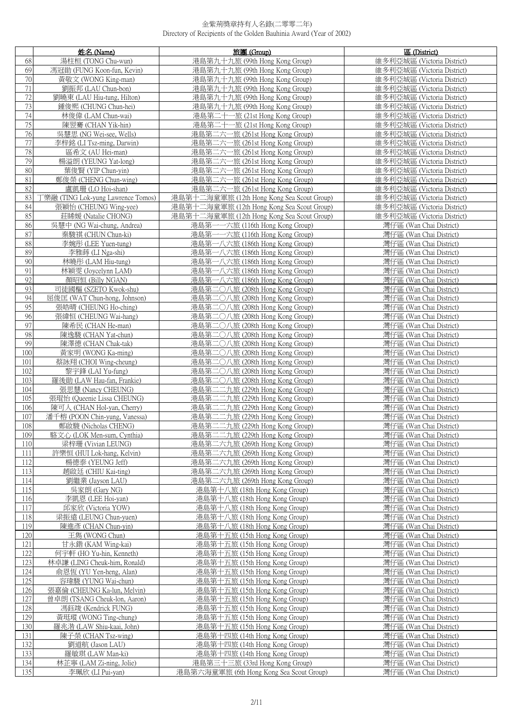金紫荊獎章持有人名錄(二零零二年)
Directory of Recipients of the Golden Bauhinia Award (Year of 2002)

| | 姓名 (Name) | 旅團 (Group) | 區 (District) |
|---|---|---|---|
| 68 | 湯柱桓 (TONG Chu-wun) | 港島第九十九旅 (99th Hong Kong Group) | 維多利亞城區 (Victoria District) |
| 69 | 馮冠勛 (FUNG Koon-fun, Kevin) | 港島第九十九旅 (99th Hong Kong Group) | 維多利亞城區 (Victoria District) |
| 70 | 黃敬文 (WONG King-man) | 港島第九十九旅 (99th Hong Kong Group) | 維多利亞城區 (Victoria District) |
| 71 | 劉振邦 (LAU Chun-bon) | 港島第九十九旅 (99th Hong Kong Group) | 維多利亞城區 (Victoria District) |
| 72 | 劉曉東 (LAU Hiu-tung, Hilton) | 港島第九十九旅 (99th Hong Kong Group) | 維多利亞城區 (Victoria District) |
| 73 | 鍾俊熙 (CHUNG Chun-hei) | 港島第九十九旅 (99th Hong Kong Group) | 維多利亞城區 (Victoria District) |
| 74 | 林俊偉 (LAM Chun-wai) | 港島第二十一旅 (21st Hong Kong Group) | 維多利亞城區 (Victoria District) |
| 75 | 陳翌騫 (CHAN Yik-hin) | 港島第二十一旅 (21st Hong Kong Group) | 維多利亞城區 (Victoria District) |
| 76 | 吳慧思 (NG Wei-see, Wells) | 港島第二六一旅 (261st Hong Kong Group) | 維多利亞城區 (Victoria District) |
| 77 | 李梓銘 (LI Tsz-ming, Darwin) | 港島第二六一旅 (261st Hong Kong Group) | 維多利亞城區 (Victoria District) |
| 78 | 區希文 (AU Hei-man) | 港島第二六一旅 (261st Hong Kong Group) | 維多利亞城區 (Victoria District) |
| 79 | 楊溢朗 (YEUNG Yat-long) | 港島第二六一旅 (261st Hong Kong Group) | 維多利亞城區 (Victoria District) |
| 80 | 葉俊賢 (YIP Chun-yin) | 港島第二六一旅 (261st Hong Kong Group) | 維多利亞城區 (Victoria District) |
| 81 | 鄭俊榮 (CHENG Chun-wing) | 港島第二六一旅 (261st Hong Kong Group) | 維多利亞城區 (Victoria District) |
| 82 | 盧凱珊 (LO Hoi-shan) | 港島第二六一旅 (261st Hong Kong Group) | 維多利亞城區 (Victoria District) |
| 83 | 丁樂融 (TING Lok-yung Lawrence Tomos) | 港島第十二海童軍旅 (12th Hong Kong Sea Scout Group) | 維多利亞城區 (Victoria District) |
| 84 | 張穎怡 (CHEUNG Wing-yee) | 港島第十二海童軍旅 (12th Hong Kong Sea Scout Group) | 維多利亞城區 (Victoria District) |
| 85 | 莊晞媛 (Natalie CHONG) | 港島第十二海童軍旅 (12th Hong Kong Sea Scout Group) | 維多利亞城區 (Victoria District) |
| 86 | 吳慧中 (NG Wai-chung, Andrea) | 港島第一一六旅 (116th Hong Kong Group) | 灣仔區 (Wan Chai District) |
| 87 | 秦駿祺 (CHUN Chun-ki) | 港島第一一六旅 (116th Hong Kong Group) | 灣仔區 (Wan Chai District) |
| 88 | 李婉彤 (LEE Yuen-tung) | 港島第一八六旅 (186th Hong Kong Group) | 灣仔區 (Wan Chai District) |
| 89 | 李雅蒔 (LI Nga-shi) | 港島第一八六旅 (186th Hong Kong Group) | 灣仔區 (Wan Chai District) |
| 90 | 林曉彤 (LAM Hiu-tung) | 港島第一八六旅 (186th Hong Kong Group) | 灣仔區 (Wan Chai District) |
| 91 | 林穎雯 (Joycelynn LAM) | 港島第一八六旅 (186th Hong Kong Group) | 灣仔區 (Wan Chai District) |
| 92 | 顏昭恒 (Billy NGAN) | 港島第一八六旅 (186th Hong Kong Group) | 灣仔區 (Wan Chai District) |
| 93 | 司徒國樞 (SZETO Kwok-shu) | 港島第二〇八旅 (208th Hong Kong Group) | 灣仔區 (Wan Chai District) |
| 94 | 屈俊匡 (WAT Chun-hong, Johnson) | 港島第二〇八旅 (208th Hong Kong Group) | 灣仔區 (Wan Chai District) |
| 95 | 張皓晴 (CHEUNG Ho-ching) | 港島第二〇八旅 (208th Hong Kong Group) | 灣仔區 (Wan Chai District) |
| 96 | 張緯恒 (CHEUNG Wai-hang) | 港島第二〇八旅 (208th Hong Kong Group) | 灣仔區 (Wan Chai District) |
| 97 | 陳希民 (CHAN He-man) | 港島第二〇八旅 (208th Hong Kong Group) | 灣仔區 (Wan Chai District) |
| 98 | 陳逸駿 (CHAN Yat-chun) | 港島第二〇八旅 (208th Hong Kong Group) | 灣仔區 (Wan Chai District) |
| 99 | 陳澤德 (CHAN Chak-tak) | 港島第二〇八旅 (208th Hong Kong Group) | 灣仔區 (Wan Chai District) |
| 100 | 黃家明 (WONG Ka-ming) | 港島第二〇八旅 (208th Hong Kong Group) | 灣仔區 (Wan Chai District) |
| 101 | 蔡詠翔 (CHOI Wing-cheung) | 港島第二〇八旅 (208th Hong Kong Group) | 灣仔區 (Wan Chai District) |
| 102 | 黎宇鋒 (LAI Yu-fung) | 港島第二〇八旅 (208th Hong Kong Group) | 灣仔區 (Wan Chai District) |
| 103 | 羅後勛 (LAW Hau-fan, Frankie) | 港島第二〇八旅 (208th Hong Kong Group) | 灣仔區 (Wan Chai District) |
| 104 | 張思慧 (Nancy CHEUNG) | 港島第二二九旅 (229th Hong Kong Group) | 灣仔區 (Wan Chai District) |
| 105 | 張琨怡 (Queenie Lissa CHEUNG) | 港島第二二九旅 (229th Hong Kong Group) | 灣仔區 (Wan Chai District) |
| 106 | 陳可人 (CHAN Hol-yan, Cherry) | 港島第二二九旅 (229th Hong Kong Group) | 灣仔區 (Wan Chai District) |
| 107 | 潘千榕 (POON Chin-yung, Vanessa) | 港島第二二九旅 (229th Hong Kong Group) | 灣仔區 (Wan Chai District) |
| 108 | 鄭啟駿 (Nicholas CHENG) | 港島第二二九旅 (229th Hong Kong Group) | 灣仔區 (Wan Chai District) |
| 109 | 駱文心 (LOK Men-sum, Cynthia) | 港島第二二九旅 (229th Hong Kong Group) | 灣仔區 (Wan Chai District) |
| 110 | 梁梓珊 (Vivian LEUNG) | 港島第二六九旅 (269th Hong Kong Group) | 灣仔區 (Wan Chai District) |
| 111 | 許樂恒 (HUI Lok-hang, Kelvin) | 港島第二六九旅 (269th Hong Kong Group) | 灣仔區 (Wan Chai District) |
| 112 | 楊德泰 (YEUNG Jeff) | 港島第二六九旅 (269th Hong Kong Group) | 灣仔區 (Wan Chai District) |
| 113 | 趙啟廷 (CHIU Kai-ting) | 港島第二六九旅 (269th Hong Kong Group) | 灣仔區 (Wan Chai District) |
| 114 | 劉繼業 (Jayson LAU) | 港島第二六九旅 (269th Hong Kong Group) | 灣仔區 (Wan Chai District) |
| 115 | 吳家朗 (Gary NG) | 港島第十八旅 (18th Hong Kong Group) | 灣仔區 (Wan Chai District) |
| 116 | 李凱恩 (LEE Hoi-yan) | 港島第十八旅 (18th Hong Kong Group) | 灣仔區 (Wan Chai District) |
| 117 | 邱家欣 (Victoria YOW) | 港島第十八旅 (18th Hong Kong Group) | 灣仔區 (Wan Chai District) |
| 118 | 梁振遠 (LEUNG Chun-yuen) | 港島第十八旅 (18th Hong Kong Group) | 灣仔區 (Wan Chai District) |
| 119 | 陳進彥 (CHAN Chun-yin) | 港島第十八旅 (18th Hong Kong Group) | 灣仔區 (Wan Chai District) |
| 120 | 王雋 (WONG Chun) | 港島第十五旅 (15th Hong Kong Group) | 灣仔區 (Wan Chai District) |
| 121 | 甘永鍇 (KAM Wing-kai) | 港島第十五旅 (15th Hong Kong Group) | 灣仔區 (Wan Chai District) |
| 122 | 何宇軒 (HO Yu-hin, Kenneth) | 港島第十五旅 (15th Hong Kong Group) | 灣仔區 (Wan Chai District) |
| 123 | 林卓謙 (LING Cheuk-him, Ronald) | 港島第十五旅 (15th Hong Kong Group) | 灣仔區 (Wan Chai District) |
| 124 | 俞恩恆 (YU Yen-heng, Alan) | 港島第十五旅 (15th Hong Kong Group) | 灣仔區 (Wan Chai District) |
| 125 | 容瑋駿 (YUNG Wai-chun) | 港島第十五旅 (15th Hong Kong Group) | 灣仔區 (Wan Chai District) |
| 126 | 張嘉倫 (CHEUNG Ka-lun, Melvin) | 港島第十五旅 (15th Hong Kong Group) | 灣仔區 (Wan Chai District) |
| 127 | 曾卓朗 (TSANG Cheuk-lon, Aaron) | 港島第十五旅 (15th Hong Kong Group) | 灣仔區 (Wan Chai District) |
| 128 | 馮鈺竣 (Kendrick FUNG) | 港島第十五旅 (15th Hong Kong Group) | 灣仔區 (Wan Chai District) |
| 129 | 黃珽瑽 (WONG Ting-chung) | 港島第十五旅 (15th Hong Kong Group) | 灣仔區 (Wan Chai District) |
| 130 | 羅兆湝 (LAW Shiu-kaai, John) | 港島第十五旅 (15th Hong Kong Group) | 灣仔區 (Wan Chai District) |
| 131 | 陳子榮 (CHAN Tsz-wing) | 港島第十四旅 (14th Hong Kong Group) | 灣仔區 (Wan Chai District) |
| 132 | 劉道航 (Jason LAU) | 港島第十四旅 (14th Hong Kong Group) | 灣仔區 (Wan Chai District) |
| 133 | 羅敏琪 (LAW Man-ki) | 港島第十四旅 (14th Hong Kong Group) | 灣仔區 (Wan Chai District) |
| 134 | 林芷寧 (LAM Zi-ning, Jolie) | 港島第三十三旅 (33rd Hong Kong Group) | 灣仔區 (Wan Chai District) |
| 135 | 李珮欣 (LI Pui-yan) | 港島第六海童軍旅 (6th Hong Kong Sea Scout Group) | 灣仔區 (Wan Chai District) |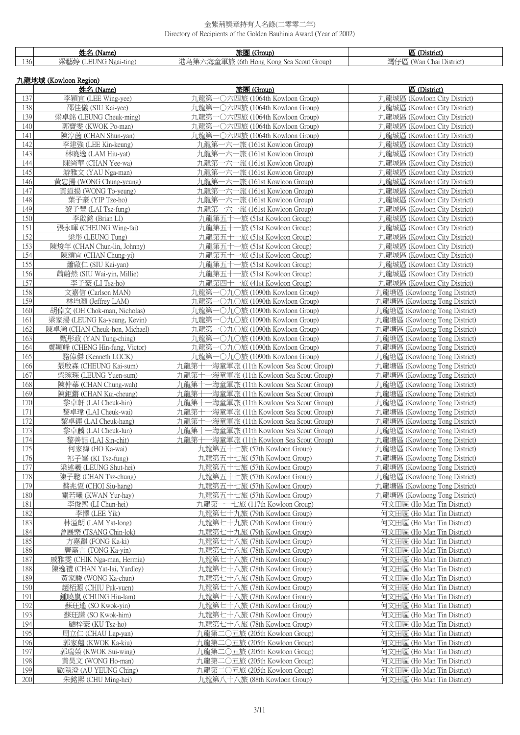金紫荊獎章持有人名錄(二零零二年)
Directory of Recipients of the Golden Bauhinia Award (Year of 2002)

| | 姓名 (Name) | 旅團 (Group) | 區 (District) |
|---|---|---|---|
| 136 | 梁藝婷 (LEUNG Ngai-ting) | 港島第六海童軍旅 (6th Hong Kong Sea Scout Group) | 灣仔區 (Wan Chai District) |

## 九龍地域 (Kowloon Region)

| | 姓名 (Name) | 旅團 (Group) | 區 (District) |
|---|---|---|---|
| 137 | 李穎宜 (LEE Wing-yee) | 九龍第一〇六四旅 (1064th Kowloon Group) | 九龍城區 (Kowloon City District) |
| 138 | 邵佳儀 (SIU Kai-yee) | 九龍第一〇六四旅 (1064th Kowloon Group) | 九龍城區 (Kowloon City District) |
| 139 | 梁卓銘 (LEUNG Cheuk-ming) | 九龍第一〇六四旅 (1064th Kowloon Group) | 九龍城區 (Kowloon City District) |
| 140 | 郭寶雯 (KWOK Po-man) | 九龍第一〇六四旅 (1064th Kowloon Group) | 九龍城區 (Kowloon City District) |
| 141 | 陳淳茵 (CHAN Shun-yan) | 九龍第一〇六四旅 (1064th Kowloon Group) | 九龍城區 (Kowloon City District) |
| 142 | 李建強 (LEE Kin-keung) | 九龍第一六一旅 (161st Kowloon Group) | 九龍城區 (Kowloon City District) |
| 143 | 林曉逸 (LAM Hiu-yat) | 九龍第一六一旅 (161st Kowloon Group) | 九龍城區 (Kowloon City District) |
| 144 | 陳綺華 (CHAN Yee-wa) | 九龍第一六一旅 (161st Kowloon Group) | 九龍城區 (Kowloon City District) |
| 145 | 游雅文 (YAU Nga-man) | 九龍第一六一旅 (161st Kowloon Group) | 九龍城區 (Kowloon City District) |
| 146 | 黃忠揚 (WONG Chung-yeung) | 九龍第一六一旅 (161st Kowloon Group) | 九龍城區 (Kowloon City District) |
| 147 | 黃道揚 (WONG To-yeung) | 九龍第一六一旅 (161st Kowloon Group) | 九龍城區 (Kowloon City District) |
| 148 | 葉子豪 (YIP Tze-ho) | 九龍第一六一旅 (161st Kowloon Group) | 九龍城區 (Kowloon City District) |
| 149 | 黎子豐 (LAI Tsz-fung) | 九龍第一六一旅 (161st Kowloon Group) | 九龍城區 (Kowloon City District) |
| 150 | 李啟銘 (Brian LI) | 九龍第五十一旅 (51st Kowloon Group) | 九龍城區 (Kowloon City District) |
| 151 | 張永暉 (CHEUNG Wing-fai) | 九龍第五十一旅 (51st Kowloon Group) | 九龍城區 (Kowloon City District) |
| 152 | 梁彤 (LEUNG Tung) | 九龍第五十一旅 (51st Kowloon Group) | 九龍城區 (Kowloon City District) |
| 153 | 陳竣年 (CHAN Chun-lin, Johnny) | 九龍第五十一旅 (51st Kowloon Group) | 九龍城區 (Kowloon City District) |
| 154 | 陳頌宜 (CHAN Chung-yi) | 九龍第五十一旅 (51st Kowloon Group) | 九龍城區 (Kowloon City District) |
| 155 | 蕭啟仁 (SIU Kai-yan) | 九龍第五十一旅 (51st Kowloon Group) | 九龍城區 (Kowloon City District) |
| 156 | 蕭蔚然 (SIU Wai-yin, Millie) | 九龍第五十一旅 (51st Kowloon Group) | 九龍城區 (Kowloon City District) |
| 157 | 李子豪 (LI Tsz-ho) | 九龍第四十一旅 (41st Kowloon Group) | 九龍城區 (Kowloon City District) |
| 158 | 文嘉信 (Carlson MAN) | 九龍第一〇九〇旅 (1090th Kowloon Group) | 九龍塘區 (Kowloong Tong District) |
| 159 | 林均灝 (Jeffrey LAM) | 九龍第一〇九〇旅 (1090th Kowloon Group) | 九龍塘區 (Kowloong Tong District) |
| 160 | 胡倬文 (OH Chok-man, Nicholas) | 九龍第一〇九〇旅 (1090th Kowloon Group) | 九龍塘區 (Kowloong Tong District) |
| 161 | 梁家揚 (LEUNG Ka-yeung, Kevin) | 九龍第一〇九〇旅 (1090th Kowloon Group) | 九龍塘區 (Kowloong Tong District) |
| 162 | 陳卓瀚 (CHAN Cheuk-hon, Michael) | 九龍第一〇九〇旅 (1090th Kowloon Group) | 九龍塘區 (Kowloong Tong District) |
| 163 | 甄彤政 (YAN Tung-ching) | 九龍第一〇九〇旅 (1090th Kowloon Group) | 九龍塘區 (Kowloong Tong District) |
| 164 | 鄭顯峰 (CHENG Hin-fung, Victor) | 九龍第一〇九〇旅 (1090th Kowloon Group) | 九龍塘區 (Kowloong Tong District) |
| 165 | 駱偉傑 (Kenneth LOCK) | 九龍第一〇九〇旅 (1090th Kowloon Group) | 九龍塘區 (Kowloong Tong District) |
| 166 | 張啟森 (CHEUNG Kai-sum) | 九龍第十一海童軍旅 (11th Kowloon Sea Scout Group) | 九龍塘區 (Kowloong Tong District) |
| 167 | 梁琬琛 (LEUNG Yuen-sum) | 九龍第十一海童軍旅 (11th Kowloon Sea Scout Group) | 九龍塘區 (Kowloong Tong District) |
| 168 | 陳仲華 (CHAN Chung-wah) | 九龍第十一海童軍旅 (11th Kowloon Sea Scout Group) | 九龍塘區 (Kowloong Tong District) |
| 169 | 陳鉅鏘 (CHAN Kui-cheung) | 九龍第十一海童軍旅 (11th Kowloon Sea Scout Group) | 九龍塘區 (Kowloong Tong District) |
| 170 | 黎卓軒 (LAI Cheuk-hin) | 九龍第十一海童軍旅 (11th Kowloon Sea Scout Group) | 九龍塘區 (Kowloong Tong District) |
| 171 | 黎卓瑋 (LAI Cheuk-wai) | 九龍第十一海童軍旅 (11th Kowloon Sea Scout Group) | 九龍塘區 (Kowloong Tong District) |
| 172 | 黎卓鏗 (LAI Cheuk-hang) | 九龍第十一海童軍旅 (11th Kowloon Sea Scout Group) | 九龍塘區 (Kowloong Tong District) |
| 173 | 黎卓麟 (LAI Cheuk-lun) | 九龍第十一海童軍旅 (11th Kowloon Sea Scout Group) | 九龍塘區 (Kowloong Tong District) |
| 174 | 黎善喆 (LAI Sin-chit) | 九龍第十一海童軍旅 (11th Kowloon Sea Scout Group) | 九龍塘區 (Kowloong Tong District) |
| 175 | 何家緯 (HO Ka-wai) | 九龍第五十七旅 (57th Kowloon Group) | 九龍塘區 (Kowloong Tong District) |
| 176 | 祁子峯 (KI Tsz-fung) | 九龍第五十七旅 (57th Kowloon Group) | 九龍塘區 (Kowloong Tong District) |
| 177 | 梁述羲 (LEUNG Shut-hei) | 九龍第五十七旅 (57th Kowloon Group) | 九龍塘區 (Kowloong Tong District) |
| 178 | 陳子聰 (CHAN Tsz-chung) | 九龍第五十七旅 (57th Kowloon Group) | 九龍塘區 (Kowloong Tong District) |
| 179 | 蔡兆恆 (CHOI Siu-hang) | 九龍第五十七旅 (57th Kowloon Group) | 九龍塘區 (Kowloong Tong District) |
| 180 | 關若曦 (KWAN Yur-hay) | 九龍第五十七旅 (57th Kowloon Group) | 九龍塘區 (Kowloong Tong District) |
| 181 | 李俊熙 (LI Chun-hei) | 九龍第一一七旅 (117th Kowloon Group) | 何文田區 (Ho Man Tin District) |
| 182 | 李懌 (LEE Yik) | 九龍第七十九旅 (79th Kowloon Group) | 何文田區 (Ho Man Tin District) |
| 183 | 林溢朗 (LAM Yat-long) | 九龍第七十九旅 (79th Kowloon Group) | 何文田區 (Ho Man Tin District) |
| 184 | 曾展樂 (TSANG Chin-lok) | 九龍第七十九旅 (79th Kowloon Group) | 何文田區 (Ho Man Tin District) |
| 185 | 方嘉麒 (FONG Ka-ki) | 九龍第七十八旅 (78th Kowloon Group) | 何文田區 (Ho Man Tin District) |
| 186 | 唐嘉言 (TONG Ka-yin) | 九龍第七十八旅 (78th Kowloon Group) | 何文田區 (Ho Man Tin District) |
| 187 | 戚雅雯 (CHIK Nga-man, Hermia) | 九龍第七十八旅 (78th Kowloon Group) | 何文田區 (Ho Man Tin District) |
| 188 | 陳逸禮 (CHAN Yat-lai, Yardley) | 九龍第七十八旅 (78th Kowloon Group) | 何文田區 (Ho Man Tin District) |
| 189 | 黃家駿 (WONG Ka-chun) | 九龍第七十八旅 (78th Kowloon Group) | 何文田區 (Ho Man Tin District) |
| 190 | 趙栢源 (CHIU Pak-yuen) | 九龍第七十八旅 (78th Kowloon Group) | 何文田區 (Ho Man Tin District) |
| 191 | 鍾曉嵐 (CHUNG Hiu-lam) | 九龍第七十八旅 (78th Kowloon Group) | 何文田區 (Ho Man Tin District) |
| 192 | 蘇玨遙 (SO Kwok-yin) | 九龍第七十八旅 (78th Kowloon Group) | 何文田區 (Ho Man Tin District) |
| 193 | 蘇玨謙 (SO Kwok-him) | 九龍第七十八旅 (78th Kowloon Group) | 何文田區 (Ho Man Tin District) |
| 194 | 顧梓豪 (KU Tsz-ho) | 九龍第七十八旅 (78th Kowloon Group) | 何文田區 (Ho Man Tin District) |
| 195 | 周立仁 (CHAU Lap-yan) | 九龍第二〇五旅 (205th Kowloon Group) | 何文田區 (Ho Man Tin District) |
| 196 | 郭家翹 (KWOK Ka-kiu) | 九龍第二〇五旅 (205th Kowloon Group) | 何文田區 (Ho Man Tin District) |
| 197 | 郭瑞榮 (KWOK Sui-wing) | 九龍第二〇五旅 (205th Kowloon Group) | 何文田區 (Ho Man Tin District) |
| 198 | 黃昊文 (WONG Ho-man) | 九龍第二〇五旅 (205th Kowloon Group) | 何文田區 (Ho Man Tin District) |
| 199 | 歐陽澄 (AU YEUNG Ching) | 九龍第二〇五旅 (205th Kowloon Group) | 何文田區 (Ho Man Tin District) |
| 200 | 朱銘熙 (CHU Ming-hei) | 九龍第八十八旅 (88th Kowloon Group) | 何文田區 (Ho Man Tin District) |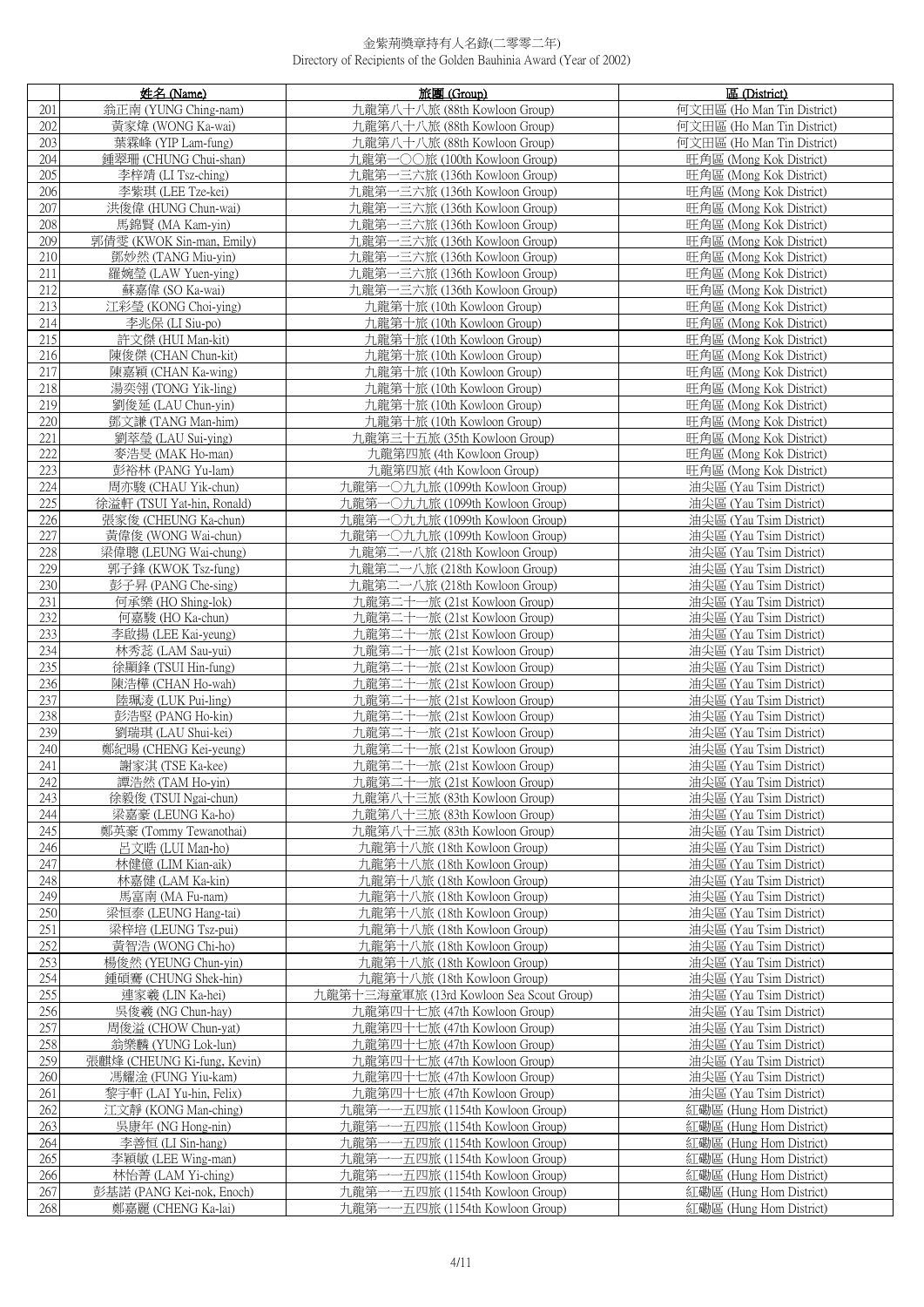金紫荊獎章持有人名錄(二零零二年)
Directory of Recipients of the Golden Bauhinia Award (Year of 2002)

| | 姓名 (Name) | 旅團 (Group) | 區 (District) |
|---|---|---|---|
| 201 | 翁正南 (YUNG Ching-nam) | 九龍第八十八旅 (88th Kowloon Group) | 何文田區 (Ho Man Tin District) |
| 202 | 黃家煒 (WONG Ka-wai) | 九龍第八十八旅 (88th Kowloon Group) | 何文田區 (Ho Man Tin District) |
| 203 | 葉霖峰 (YIP Lam-fung) | 九龍第八十八旅 (88th Kowloon Group) | 何文田區 (Ho Man Tin District) |
| 204 | 鍾翠珊 (CHUNG Chui-shan) | 九龍第一〇〇旅 (100th Kowloon Group) | 旺角區 (Mong Kok District) |
| 205 | 李梓靖 (LI Tsz-ching) | 九龍第一三六旅 (136th Kowloon Group) | 旺角區 (Mong Kok District) |
| 206 | 李紫琪 (LEE Tze-kei) | 九龍第一三六旅 (136th Kowloon Group) | 旺角區 (Mong Kok District) |
| 207 | 洪俊偉 (HUNG Chun-wai) | 九龍第一三六旅 (136th Kowloon Group) | 旺角區 (Mong Kok District) |
| 208 | 馬錦賢 (MA Kam-yin) | 九龍第一三六旅 (136th Kowloon Group) | 旺角區 (Mong Kok District) |
| 209 | 郭倩雯 (KWOK Sin-man, Emily) | 九龍第一三六旅 (136th Kowloon Group) | 旺角區 (Mong Kok District) |
| 210 | 鄧妙然 (TANG Miu-yin) | 九龍第一三六旅 (136th Kowloon Group) | 旺角區 (Mong Kok District) |
| 211 | 羅婉瑩 (LAW Yuen-ying) | 九龍第一三六旅 (136th Kowloon Group) | 旺角區 (Mong Kok District) |
| 212 | 蘇嘉偉 (SO Ka-wai) | 九龍第一三六旅 (136th Kowloon Group) | 旺角區 (Mong Kok District) |
| 213 | 江彩瑩 (KONG Choi-ying) | 九龍第十旅 (10th Kowloon Group) | 旺角區 (Mong Kok District) |
| 214 | 李兆保 (LI Siu-po) | 九龍第十旅 (10th Kowloon Group) | 旺角區 (Mong Kok District) |
| 215 | 許文傑 (HUI Man-kit) | 九龍第十旅 (10th Kowloon Group) | 旺角區 (Mong Kok District) |
| 216 | 陳俊傑 (CHAN Chun-kit) | 九龍第十旅 (10th Kowloon Group) | 旺角區 (Mong Kok District) |
| 217 | 陳嘉穎 (CHAN Ka-wing) | 九龍第十旅 (10th Kowloon Group) | 旺角區 (Mong Kok District) |
| 218 | 湯奕翎 (TONG Yik-ling) | 九龍第十旅 (10th Kowloon Group) | 旺角區 (Mong Kok District) |
| 219 | 劉俊延 (LAU Chun-yin) | 九龍第十旅 (10th Kowloon Group) | 旺角區 (Mong Kok District) |
| 220 | 鄧文謙 (TANG Man-him) | 九龍第十旅 (10th Kowloon Group) | 旺角區 (Mong Kok District) |
| 221 | 劉萃瑩 (LAU Sui-ying) | 九龍第三十五旅 (35th Kowloon Group) | 旺角區 (Mong Kok District) |
| 222 | 麥浩旻 (MAK Ho-man) | 九龍第四旅 (4th Kowloon Group) | 旺角區 (Mong Kok District) |
| 223 | 彭裕林 (PANG Yu-lam) | 九龍第四旅 (4th Kowloon Group) | 旺角區 (Mong Kok District) |
| 224 | 周亦駿 (CHAU Yik-chun) | 九龍第一〇九九旅 (1099th Kowloon Group) | 油尖區 (Yau Tsim District) |
| 225 | 徐溢軒 (TSUI Yat-hin, Ronald) | 九龍第一〇九九旅 (1099th Kowloon Group) | 油尖區 (Yau Tsim District) |
| 226 | 張家俊 (CHEUNG Ka-chun) | 九龍第一〇九九旅 (1099th Kowloon Group) | 油尖區 (Yau Tsim District) |
| 227 | 黃偉俊 (WONG Wai-chun) | 九龍第一〇九九旅 (1099th Kowloon Group) | 油尖區 (Yau Tsim District) |
| 228 | 梁偉聰 (LEUNG Wai-chung) | 九龍第二一八旅 (218th Kowloon Group) | 油尖區 (Yau Tsim District) |
| 229 | 郭子鋒 (KWOK Tsz-fung) | 九龍第二一八旅 (218th Kowloon Group) | 油尖區 (Yau Tsim District) |
| 230 | 彭子昇 (PANG Che-sing) | 九龍第二一八旅 (218th Kowloon Group) | 油尖區 (Yau Tsim District) |
| 231 | 何承樂 (HO Shing-lok) | 九龍第二十一旅 (21st Kowloon Group) | 油尖區 (Yau Tsim District) |
| 232 | 何嘉駿 (HO Ka-chun) | 九龍第二十一旅 (21st Kowloon Group) | 油尖區 (Yau Tsim District) |
| 233 | 李啟揚 (LEE Kai-yeung) | 九龍第二十一旅 (21st Kowloon Group) | 油尖區 (Yau Tsim District) |
| 234 | 林秀蕊 (LAM Sau-yui) | 九龍第二十一旅 (21st Kowloon Group) | 油尖區 (Yau Tsim District) |
| 235 | 徐顯鋒 (TSUI Hin-fung) | 九龍第二十一旅 (21st Kowloon Group) | 油尖區 (Yau Tsim District) |
| 236 | 陳浩樺 (CHAN Ho-wah) | 九龍第二十一旅 (21st Kowloon Group) | 油尖區 (Yau Tsim District) |
| 237 | 陸珮凌 (LUK Pui-ling) | 九龍第二十一旅 (21st Kowloon Group) | 油尖區 (Yau Tsim District) |
| 238 | 彭浩堅 (PANG Ho-kin) | 九龍第二十一旅 (21st Kowloon Group) | 油尖區 (Yau Tsim District) |
| 239 | 劉瑞琪 (LAU Shui-kei) | 九龍第二十一旅 (21st Kowloon Group) | 油尖區 (Yau Tsim District) |
| 240 | 鄭紀暘 (CHENG Kei-yeung) | 九龍第二十一旅 (21st Kowloon Group) | 油尖區 (Yau Tsim District) |
| 241 | 謝家淇 (TSE Ka-kee) | 九龍第二十一旅 (21st Kowloon Group) | 油尖區 (Yau Tsim District) |
| 242 | 譚浩然 (TAM Ho-yin) | 九龍第二十一旅 (21st Kowloon Group) | 油尖區 (Yau Tsim District) |
| 243 | 徐毅俊 (TSUI Ngai-chun) | 九龍第八十三旅 (83th Kowloon Group) | 油尖區 (Yau Tsim District) |
| 244 | 梁嘉豪 (LEUNG Ka-ho) | 九龍第八十三旅 (83th Kowloon Group) | 油尖區 (Yau Tsim District) |
| 245 | 鄭英豪 (Tommy Tewanothai) | 九龍第八十三旅 (83th Kowloon Group) | 油尖區 (Yau Tsim District) |
| 246 | 呂文晧 (LUI Man-ho) | 九龍第十八旅 (18th Kowloon Group) | 油尖區 (Yau Tsim District) |
| 247 | 林健億 (LIM Kian-aik) | 九龍第十八旅 (18th Kowloon Group) | 油尖區 (Yau Tsim District) |
| 248 | 林嘉健 (LAM Ka-kin) | 九龍第十八旅 (18th Kowloon Group) | 油尖區 (Yau Tsim District) |
| 249 | 馬富南 (MA Fu-nam) | 九龍第十八旅 (18th Kowloon Group) | 油尖區 (Yau Tsim District) |
| 250 | 梁恒泰 (LEUNG Hang-tai) | 九龍第十八旅 (18th Kowloon Group) | 油尖區 (Yau Tsim District) |
| 251 | 梁梓培 (LEUNG Tsz-pui) | 九龍第十八旅 (18th Kowloon Group) | 油尖區 (Yau Tsim District) |
| 252 | 黃智浩 (WONG Chi-ho) | 九龍第十八旅 (18th Kowloon Group) | 油尖區 (Yau Tsim District) |
| 253 | 楊俊然 (YEUNG Chun-yin) | 九龍第十八旅 (18th Kowloon Group) | 油尖區 (Yau Tsim District) |
| 254 | 鍾碩騫 (CHUNG Shek-hin) | 九龍第十八旅 (18th Kowloon Group) | 油尖區 (Yau Tsim District) |
| 255 | 連家羲 (LIN Ka-hei) | 九龍第十三海童軍旅 (13rd Kowloon Sea Scout Group) | 油尖區 (Yau Tsim District) |
| 256 | 吳俊羲 (NG Chun-hay) | 九龍第四十七旅 (47th Kowloon Group) | 油尖區 (Yau Tsim District) |
| 257 | 周俊溢 (CHOW Chun-yat) | 九龍第四十七旅 (47th Kowloon Group) | 油尖區 (Yau Tsim District) |
| 258 | 翁樂麟 (YUNG Lok-lun) | 九龍第四十七旅 (47th Kowloon Group) | 油尖區 (Yau Tsim District) |
| 259 | 張麒烽 (CHEUNG Ki-fung, Kevin) | 九龍第四十七旅 (47th Kowloon Group) | 油尖區 (Yau Tsim District) |
| 260 | 馮耀淦 (FUNG Yiu-kam) | 九龍第四十七旅 (47th Kowloon Group) | 油尖區 (Yau Tsim District) |
| 261 | 黎宇軒 (LAI Yu-hin, Felix) | 九龍第四十七旅 (47th Kowloon Group) | 油尖區 (Yau Tsim District) |
| 262 | 江文靜 (KONG Man-ching) | 九龍第一一五四旅 (1154th Kowloon Group) | 紅磡區 (Hung Hom District) |
| 263 | 吳康年 (NG Hong-nin) | 九龍第一一五四旅 (1154th Kowloon Group) | 紅磡區 (Hung Hom District) |
| 264 | 李善恒 (LI Sin-hang) | 九龍第一一五四旅 (1154th Kowloon Group) | 紅磡區 (Hung Hom District) |
| 265 | 李穎敏 (LEE Wing-man) | 九龍第一一五四旅 (1154th Kowloon Group) | 紅磡區 (Hung Hom District) |
| 266 | 林怡菁 (LAM Yi-ching) | 九龍第一一五四旅 (1154th Kowloon Group) | 紅磡區 (Hung Hom District) |
| 267 | 彭基諾 (PANG Kei-nok, Enoch) | 九龍第一一五四旅 (1154th Kowloon Group) | 紅磡區 (Hung Hom District) |
| 268 | 鄭嘉麗 (CHENG Ka-lai) | 九龍第一一五四旅 (1154th Kowloon Group) | 紅磡區 (Hung Hom District) |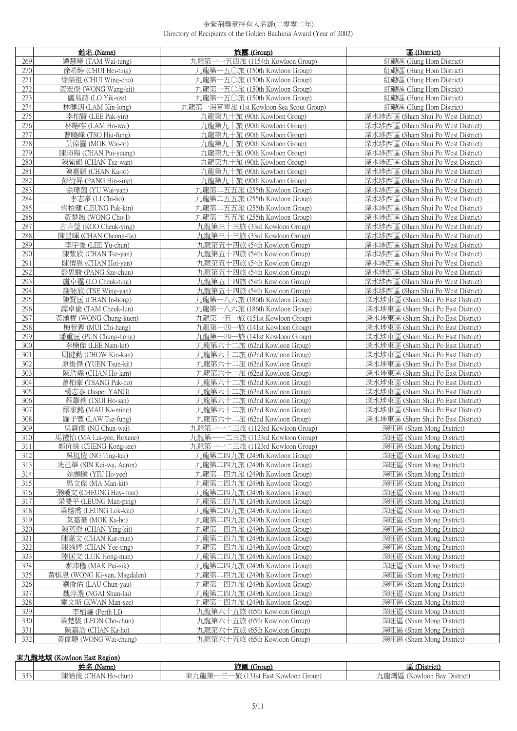金紫荊獎章持有人名錄(二零零二年)
Directory of Recipients of the Golden Bauhinia Award (Year of 2002)

| | 姓名 (Name) | 旅團 (Group) | 區 (District) |
|---|---|---|---|
| 269 | 譚慧曈 (TAM Wai-tung) | 九龍第一一五四旅 (1154th Kowloon Group) | 紅磡區 (Hung Hom District) |
| 270 | 徐希婷 (CHUI Hei-ting) | 九龍第一五〇旅 (150th Kowloon Group) | 紅磡區 (Hung Hom District) |
| 271 | 徐榮祖 (CHUI Wing-cho) | 九龍第一五〇旅 (150th Kowloon Group) | 紅磡區 (Hung Hom District) |
| 272 | 黃宏傑 (WONG Wang-kit) | 九龍第一五〇旅 (150th Kowloon Group) | 紅磡區 (Hung Hom District) |
| 273 | 盧易詩 (LO Yik-sze) | 九龍第一五〇旅 (150th Kowloon Group) | 紅磡區 (Hung Hom District) |
| 274 | 林健朗 (LAM Kin-long) | 九龍第一海童軍旅 (1st Kowloon Sea Scout Group) | 紅磡區 (Hung Hom District) |
| 275 | 李柏賢 (LEE Pak-yin) | 九龍第九十旅 (90th Kowloon Group) | 深水埗西區 (Sham Shui Po West District) |
| 276 | 林皓唯 (LAM Ho-wai) | 九龍第九十旅 (90th Kowloon Group) | 深水埗西區 (Sham Shui Po West District) |
| 277 | 曹曉峰 (TSO Hiu-fung) | 九龍第九十旅 (90th Kowloon Group) | 深水埗西區 (Sham Shui Po West District) |
| 278 | 莫偉圖 (MOK Wai-to) | 九龍第九十旅 (90th Kowloon Group) | 深水埗西區 (Sham Shui Po West District) |
| 279 | 陳沛陽 (CHAN Pui-yeung) | 九龍第九十旅 (90th Kowloon Group) | 深水埗西區 (Sham Shui Po West District) |
| 280 | 陳紫韻 (CHAN Tsz-wan) | 九龍第九十旅 (90th Kowloon Group) | 深水埗西區 (Sham Shui Po West District) |
| 281 | 陳嘉韜 (CHAN Ka-to) | 九龍第九十旅 (90th Kowloon Group) | 深水埗西區 (Sham Shui Po West District) |
| 282 | 彭衍昇 (PANG Hin-sing) | 九龍第九十旅 (90th Kowloon Group) | 深水埗西區 (Sham Shui Po West District) |
| 283 | 余瑋茵 (YU Wai-yan) | 九龍第二五五旅 (255th Kowloon Group) | 深水埗西區 (Sham Shui Po West District) |
| 284 | 李志豪 (LI Chi-ho) | 九龍第二五五旅 (255th Kowloon Group) | 深水埗西區 (Sham Shui Po West District) |
| 285 | 梁柏健 (LEUNG Pak-kin) | 九龍第二五五旅 (255th Kowloon Group) | 深水埗西區 (Sham Shui Po West District) |
| 286 | 黃楚貽 (WONG Cho-I) | 九龍第二五五旅 (255th Kowloon Group) | 深水埗西區 (Sham Shui Po West District) |
| 287 | 古卓瑩 (KOO Cheuk-ying) | 九龍第三十三旅 (33rd Kowloon Group) | 深水埗西區 (Sham Shui Po West District) |
| 288 | 陳昌暉 (CHAN Cheong-fai) | 九龍第三十三旅 (33rd Kowloon Group) | 深水埗西區 (Sham Shui Po West District) |
| 289 | 李宇俊 (LEE Yu-chun) | 九龍第五十四旅 (54th Kowloon Group) | 深水埗西區 (Sham Shui Po West District) |
| 290 | 陳紫欣 (CHAN Tsz-yan) | 九龍第五十四旅 (54th Kowloon Group) | 深水埗西區 (Sham Shui Po West District) |
| 291 | 陳愷恩 (CHAN Hoi-yan) | 九龍第五十四旅 (54th Kowloon Group) | 深水埗西區 (Sham Shui Po West District) |
| 292 | 彭思駿 (PANG Sze-chun) | 九龍第五十四旅 (54th Kowloon Group) | 深水埗西區 (Sham Shui Po West District) |
| 293 | 盧卓霆 (LO Cheuk-ting) | 九龍第五十四旅 (54th Kowloon Group) | 深水埗西區 (Sham Shui Po West District) |
| 294 | 謝詠欣 (TSE Wing-yan) | 九龍第五十四旅 (54th Kowloon Group) | 深水埗西區 (Sham Shui Po West District) |
| 295 | 陳賢匡 (CHAN In-hong) | 九龍第一八六旅 (186th Kowloon Group) | 深水埗東區 (Sham Shui Po East District) |
| 296 | 譚卓倫 (TAM Cheuk-lun) | 九龍第一八六旅 (186th Kowloon Group) | 深水埗東區 (Sham Shui Po East District) |
| 297 | 黃頌權 (WONG Chung-kuen) | 九龍第一五一旅 (151st Kowloon Group) | 深水埗東區 (Sham Shui Po East District) |
| 298 | 梅智鏗 (MUI Chi-hang) | 九龍第一四一旅 (141st Kowloon Group) | 深水埗東區 (Sham Shui Po East District) |
| 299 | 潘重匡 (PUN Chung-hong) | 九龍第一四一旅 (141st Kowloon Group) | 深水埗東區 (Sham Shui Po East District) |
| 300 | 李楠傑 (LEE Nam-kit) | 九龍第六十二旅 (62nd Kowloon Group) | 深水埗東區 (Sham Shui Po East District) |
| 301 | 周健勤 (CHOW Kin-kan) | 九龍第六十二旅 (62nd Kowloon Group) | 深水埗東區 (Sham Shui Po East District) |
| 302 | 原俊傑 (YUEN Tsun-kit) | 九龍第六十二旅 (62nd Kowloon Group) | 深水埗東區 (Sham Shui Po East District) |
| 303 | 陳浩霖 (CHAN Ho-lam) | 九龍第六十二旅 (62nd Kowloon Group) | 深水埗東區 (Sham Shui Po East District) |
| 304 | 曾柏豪 (TSANG Pak-ho) | 九龍第六十二旅 (62nd Kowloon Group) | 深水埗東區 (Sham Shui Po East District) |
| 305 | 楊志泰 (Jasper YANG) | 九龍第六十二旅 (62nd Kowloon Group) | 深水埗東區 (Sham Shui Po East District) |
| 306 | 蔡灝燊 (TSOI Ho-san) | 九龍第六十二旅 (62nd Kowloon Group) | 深水埗東區 (Sham Shui Po East District) |
| 307 | 繆家銘 (MAU Ka-ming) | 九龍第六十二旅 (62nd Kowloon Group) | 深水埗東區 (Sham Shui Po East District) |
| 308 | 羅子豐 (LAW Tsz-fung) | 九龍第六十二旅 (62nd Kowloon Group) | 深水埗東區 (Sham Shui Po East District) |
| 309 | 吳震偉 (NG Chun-wai) | 九龍第一一二三旅 (1123rd Kowloon Group) | 深旺區 (Sham Mong District) |
| 310 | 馬禮怡 (MA Lai-yee, Roxane) | 九龍第一一二三旅 (1123rd Kowloon Group) | 深旺區 (Sham Mong District) |
| 311 | 鄭伉絲 (CHENG Kong-sze) | 九龍第一一二三旅 (1123rd Kowloon Group) | 深旺區 (Sham Mong District) |
| 312 | 吳挺愷 (NG Ting-kai) | 九龍第二四九旅 (249th Kowloon Group) | 深旺區 (Sham Mong District) |
| 313 | 冼己華 (SIN Kei-wa, Aaron) | 九龍第二四九旅 (249th Kowloon Group) | 深旺區 (Sham Mong District) |
| 314 | 姚顥頤 (YIU Ho-yee) | 九龍第二四九旅 (249th Kowloon Group) | 深旺區 (Sham Mong District) |
| 315 | 馬文傑 (MA Man-kit) | 九龍第二四九旅 (249th Kowloon Group) | 深旺區 (Sham Mong District) |
| 316 | 張曦文 (CHEUNG Hay-man) | 九龍第二四九旅 (249th Kowloon Group) | 深旺區 (Sham Mong District) |
| 317 | 梁曼平 (LEUNG Man-ping) | 九龍第二四九旅 (249th Kowloon Group) | 深旺區 (Sham Mong District) |
| 318 | 梁絡喬 (LEUNG Lok-kiu) | 九龍第二四九旅 (249th Kowloon Group) | 深旺區 (Sham Mong District) |
| 319 | 莫嘉豪 (MOK Ka-ho) | 九龍第二四九旅 (249th Kowloon Group) | 深旺區 (Sham Mong District) |
| 320 | 陳英傑 (CHAN Ying-kit) | 九龍第二四九旅 (249th Kowloon Group) | 深旺區 (Sham Mong District) |
| 321 | 陳嘉文 (CHAN Kar-man) | 九龍第二四九旅 (249th Kowloon Group) | 深旺區 (Sham Mong District) |
| 322 | 陳綺婷 (CHAN Yee-ting) | 九龍第二四九旅 (249th Kowloon Group) | 深旺區 (Sham Mong District) |
| 323 | 陸匡文 (LUK Hong-man) | 九龍第二四九旅 (249th Kowloon Group) | 深旺區 (Sham Mong District) |
| 324 | 麥沛穡 (MAK Pui-sik) | 九龍第二四九旅 (249th Kowloon Group) | 深旺區 (Sham Mong District) |
| 325 | 黃棋恩 (WONG Ki-yan, Magdalen) | 九龍第二四九旅 (249th Kowloon Group) | 深旺區 (Sham Mong District) |
| 326 | 劉俊佑 (LAU Chun-yau) | 九龍第二四九旅 (249th Kowloon Group) | 深旺區 (Sham Mong District) |
| 327 | 魏淳澧 (NGAI Shun-lai) | 九龍第二四九旅 (249th Kowloon Group) | 深旺區 (Sham Mong District) |
| 328 | 關文斯 (KWAN Man-sze) | 九龍第二四九旅 (249th Kowloon Group) | 深旺區 (Sham Mong District) |
| 329 | 李栢濂 (Perth LI) | 九龍第六十五旅 (65th Kowloon Group) | 深旺區 (Sham Mong District) |
| 330 | 梁楚駿 (LEON Cho-chun) | 九龍第六十五旅 (65th Kowloon Group) | 深旺區 (Sham Mong District) |
| 331 | 陳嘉浩 (CHAN Ka-ho) | 九龍第六十五旅 (65th Kowloon Group) | 深旺區 (Sham Mong District) |
| 332 | 黃偉聰 (WONG Wai-chung) | 九龍第六十五旅 (65th Kowloon Group) | 深旺區 (Sham Mong District) |

## 東九龍地域 (Kowloon East Region)

| | 姓名 (Name) | 旅團 (Group) | 區 (District) |
|---|---|---|---|
| 333 | 陳皓俊 (CHAN Ho-chun) | 東九龍第一三一旅 (131st East Kowloon Group) | 九龍灣區 (Kowloon Bay District) |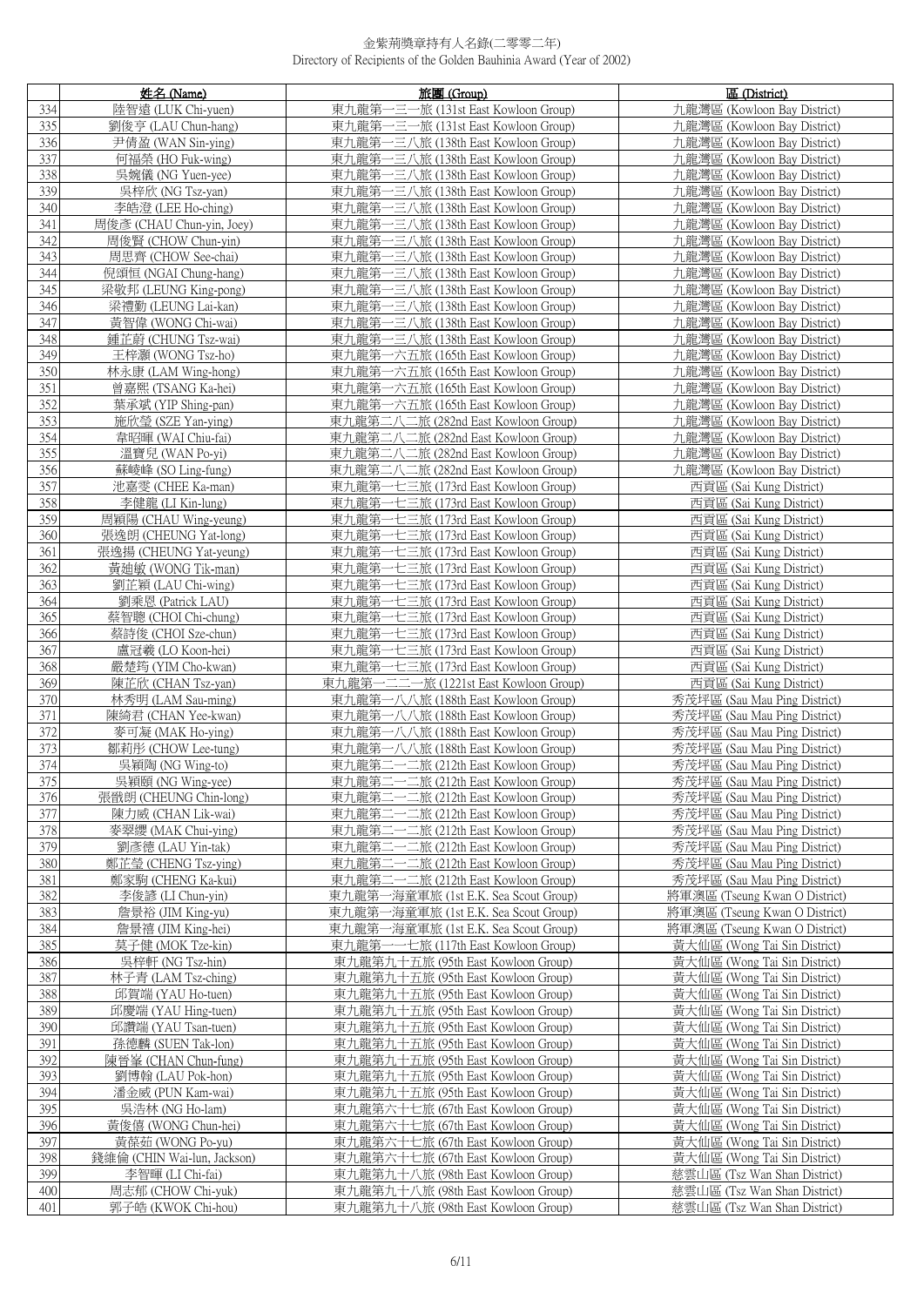金紫荊獎章持有人名錄(二零零二年)
Directory of Recipients of the Golden Bauhinia Award (Year of 2002)

| | 姓名 (Name) | 旅團 (Group) | 區 (District) |
|---|---|---|---|
| 334 | 陸智遠 (LUK Chi-yuen) | 東九龍第一三一旅 (131st East Kowloon Group) | 九龍灣區 (Kowloon Bay District) |
| 335 | 劉俊亨 (LAU Chun-hang) | 東九龍第一三一旅 (131st East Kowloon Group) | 九龍灣區 (Kowloon Bay District) |
| 336 | 尹倩盈 (WAN Sin-ying) | 東九龍第一三八旅 (138th East Kowloon Group) | 九龍灣區 (Kowloon Bay District) |
| 337 | 何福榮 (HO Fuk-wing) | 東九龍第一三八旅 (138th East Kowloon Group) | 九龍灣區 (Kowloon Bay District) |
| 338 | 吳婉儀 (NG Yuen-yee) | 東九龍第一三八旅 (138th East Kowloon Group) | 九龍灣區 (Kowloon Bay District) |
| 339 | 吳梓欣 (NG Tsz-yan) | 東九龍第一三八旅 (138th East Kowloon Group) | 九龍灣區 (Kowloon Bay District) |
| 340 | 李皓澄 (LEE Ho-ching) | 東九龍第一三八旅 (138th East Kowloon Group) | 九龍灣區 (Kowloon Bay District) |
| 341 | 周俊彥 (CHAU Chun-yin, Joey) | 東九龍第一三八旅 (138th East Kowloon Group) | 九龍灣區 (Kowloon Bay District) |
| 342 | 周俊賢 (CHOW Chun-yin) | 東九龍第一三八旅 (138th East Kowloon Group) | 九龍灣區 (Kowloon Bay District) |
| 343 | 周思齊 (CHOW See-chai) | 東九龍第一三八旅 (138th East Kowloon Group) | 九龍灣區 (Kowloon Bay District) |
| 344 | 倪頌恒 (NGAI Chung-hang) | 東九龍第一三八旅 (138th East Kowloon Group) | 九龍灣區 (Kowloon Bay District) |
| 345 | 梁敬邦 (LEUNG King-pong) | 東九龍第一三八旅 (138th East Kowloon Group) | 九龍灣區 (Kowloon Bay District) |
| 346 | 梁禮勤 (LEUNG Lai-kan) | 東九龍第一三八旅 (138th East Kowloon Group) | 九龍灣區 (Kowloon Bay District) |
| 347 | 黃智偉 (WONG Chi-wai) | 東九龍第一三八旅 (138th East Kowloon Group) | 九龍灣區 (Kowloon Bay District) |
| 348 | 鍾芷蔚 (CHUNG Tsz-wai) | 東九龍第一三八旅 (138th East Kowloon Group) | 九龍灣區 (Kowloon Bay District) |
| 349 | 王梓灝 (WONG Tsz-ho) | 東九龍第一六五旅 (165th East Kowloon Group) | 九龍灣區 (Kowloon Bay District) |
| 350 | 林永康 (LAM Wing-hong) | 東九龍第一六五旅 (165th East Kowloon Group) | 九龍灣區 (Kowloon Bay District) |
| 351 | 曾嘉熙 (TSANG Ka-hei) | 東九龍第一六五旅 (165th East Kowloon Group) | 九龍灣區 (Kowloon Bay District) |
| 352 | 葉承斌 (YIP Shing-pan) | 東九龍第一六五旅 (165th East Kowloon Group) | 九龍灣區 (Kowloon Bay District) |
| 353 | 施欣瑩 (SZE Yan-ying) | 東九龍第二八二旅 (282nd East Kowloon Group) | 九龍灣區 (Kowloon Bay District) |
| 354 | 韋昭暉 (WAI Chiu-fai) | 東九龍第二八二旅 (282nd East Kowloon Group) | 九龍灣區 (Kowloon Bay District) |
| 355 | 溫寶兒 (WAN Po-yi) | 東九龍第二八二旅 (282nd East Kowloon Group) | 九龍灣區 (Kowloon Bay District) |
| 356 | 蘇崚峰 (SO Ling-fung) | 東九龍第二八二旅 (282nd East Kowloon Group) | 九龍灣區 (Kowloon Bay District) |
| 357 | 池嘉雯 (CHEE Ka-man) | 東九龍第一七三旅 (173rd East Kowloon Group) | 西貢區 (Sai Kung District) |
| 358 | 李健龍 (LI Kin-lung) | 東九龍第一七三旅 (173rd East Kowloon Group) | 西貢區 (Sai Kung District) |
| 359 | 周穎陽 (CHAU Wing-yeung) | 東九龍第一七三旅 (173rd East Kowloon Group) | 西貢區 (Sai Kung District) |
| 360 | 張逸朗 (CHEUNG Yat-long) | 東九龍第一七三旅 (173rd East Kowloon Group) | 西貢區 (Sai Kung District) |
| 361 | 張逸揚 (CHEUNG Yat-yeung) | 東九龍第一七三旅 (173rd East Kowloon Group) | 西貢區 (Sai Kung District) |
| 362 | 黃廸敏 (WONG Tik-man) | 東九龍第一七三旅 (173rd East Kowloon Group) | 西貢區 (Sai Kung District) |
| 363 | 劉芷穎 (LAU Chi-wing) | 東九龍第一七三旅 (173rd East Kowloon Group) | 西貢區 (Sai Kung District) |
| 364 | 劉秉恩 (Patrick LAU) | 東九龍第一七三旅 (173rd East Kowloon Group) | 西貢區 (Sai Kung District) |
| 365 | 蔡智聰 (CHOI Chi-chung) | 東九龍第一七三旅 (173rd East Kowloon Group) | 西貢區 (Sai Kung District) |
| 366 | 蔡詩俊 (CHOI Sze-chun) | 東九龍第一七三旅 (173rd East Kowloon Group) | 西貢區 (Sai Kung District) |
| 367 | 盧冠羲 (LO Koon-hei) | 東九龍第一七三旅 (173rd East Kowloon Group) | 西貢區 (Sai Kung District) |
| 368 | 嚴楚筠 (YIM Cho-kwan) | 東九龍第一七三旅 (173rd East Kowloon Group) | 西貢區 (Sai Kung District) |
| 369 | 陳芷欣 (CHAN Tsz-yan) | 東九龍第一二二一旅 (1221st East Kowloon Group) | 西貢區 (Sai Kung District) |
| 370 | 林秀明 (LAM Sau-ming) | 東九龍第一八八旅 (188th East Kowloon Group) | 秀茂坪區 (Sau Mau Ping District) |
| 371 | 陳綺君 (CHAN Yee-kwan) | 東九龍第一八八旅 (188th East Kowloon Group) | 秀茂坪區 (Sau Mau Ping District) |
| 372 | 麥可凝 (MAK Ho-ying) | 東九龍第一八八旅 (188th East Kowloon Group) | 秀茂坪區 (Sau Mau Ping District) |
| 373 | 鄒莉彤 (CHOW Lee-tung) | 東九龍第一八八旅 (188th East Kowloon Group) | 秀茂坪區 (Sau Mau Ping District) |
| 374 | 吳穎陶 (NG Wing-to) | 東九龍第二一二旅 (212th East Kowloon Group) | 秀茂坪區 (Sau Mau Ping District) |
| 375 | 吳穎頤 (NG Wing-yee) | 東九龍第二一二旅 (212th East Kowloon Group) | 秀茂坪區 (Sau Mau Ping District) |
| 376 | 張戩朗 (CHEUNG Chin-long) | 東九龍第二一二旅 (212th East Kowloon Group) | 秀茂坪區 (Sau Mau Ping District) |
| 377 | 陳力威 (CHAN Lik-wai) | 東九龍第二一二旅 (212th East Kowloon Group) | 秀茂坪區 (Sau Mau Ping District) |
| 378 | 麥翠纓 (MAK Chui-ying) | 東九龍第二一二旅 (212th East Kowloon Group) | 秀茂坪區 (Sau Mau Ping District) |
| 379 | 劉彥德 (LAU Yin-tak) | 東九龍第二一二旅 (212th East Kowloon Group) | 秀茂坪區 (Sau Mau Ping District) |
| 380 | 鄭芷瑩 (CHENG Tsz-ying) | 東九龍第二一二旅 (212th East Kowloon Group) | 秀茂坪區 (Sau Mau Ping District) |
| 381 | 鄭家駒 (CHENG Ka-kui) | 東九龍第二一二旅 (212th East Kowloon Group) | 秀茂坪區 (Sau Mau Ping District) |
| 382 | 李俊諺 (LI Chun-yin) | 東九龍第一海童軍旅 (1st E.K. Sea Scout Group) | 將軍澳區 (Tseung Kwan O District) |
| 383 | 詹景裕 (JIM King-yu) | 東九龍第一海童軍旅 (1st E.K. Sea Scout Group) | 將軍澳區 (Tseung Kwan O District) |
| 384 | 詹景禧 (JIM King-hei) | 東九龍第一海童軍旅 (1st E.K. Sea Scout Group) | 將軍澳區 (Tseung Kwan O District) |
| 385 | 莫子健 (MOK Tze-kin) | 東九龍第一一七旅 (117th East Kowloon Group) | 黃大仙區 (Wong Tai Sin District) |
| 386 | 吳梓軒 (NG Tsz-hin) | 東九龍第九十五旅 (95th East Kowloon Group) | 黃大仙區 (Wong Tai Sin District) |
| 387 | 林子青 (LAM Tsz-ching) | 東九龍第九十五旅 (95th East Kowloon Group) | 黃大仙區 (Wong Tai Sin District) |
| 388 | 邱賀端 (YAU Ho-tuen) | 東九龍第九十五旅 (95th East Kowloon Group) | 黃大仙區 (Wong Tai Sin District) |
| 389 | 邱慶端 (YAU Hing-tuen) | 東九龍第九十五旅 (95th East Kowloon Group) | 黃大仙區 (Wong Tai Sin District) |
| 390 | 邱讚端 (YAU Tsan-tuen) | 東九龍第九十五旅 (95th East Kowloon Group) | 黃大仙區 (Wong Tai Sin District) |
| 391 | 孫德麟 (SUEN Tak-lon) | 東九龍第九十五旅 (95th East Kowloon Group) | 黃大仙區 (Wong Tai Sin District) |
| 392 | 陳晉峯 (CHAN Chun-fung) | 東九龍第九十五旅 (95th East Kowloon Group) | 黃大仙區 (Wong Tai Sin District) |
| 393 | 劉博翰 (LAU Pok-hon) | 東九龍第九十五旅 (95th East Kowloon Group) | 黃大仙區 (Wong Tai Sin District) |
| 394 | 潘金威 (PUN Kam-wai) | 東九龍第九十五旅 (95th East Kowloon Group) | 黃大仙區 (Wong Tai Sin District) |
| 395 | 吳浩林 (NG Ho-lam) | 東九龍第六十七旅 (67th East Kowloon Group) | 黃大仙區 (Wong Tai Sin District) |
| 396 | 黃俊僖 (WONG Chun-hei) | 東九龍第六十七旅 (67th East Kowloon Group) | 黃大仙區 (Wong Tai Sin District) |
| 397 | 黃葆茹 (WONG Po-yu) | 東九龍第六十七旅 (67th East Kowloon Group) | 黃大仙區 (Wong Tai Sin District) |
| 398 | 錢維倫 (CHIN Wai-lun, Jackson) | 東九龍第六十七旅 (67th East Kowloon Group) | 黃大仙區 (Wong Tai Sin District) |
| 399 | 李智暉 (LI Chi-fai) | 東九龍第九十八旅 (98th East Kowloon Group) | 慈雲山區 (Tsz Wan Shan District) |
| 400 | 周志郁 (CHOW Chi-yuk) | 東九龍第九十八旅 (98th East Kowloon Group) | 慈雲山區 (Tsz Wan Shan District) |
| 401 | 郭子皓 (KWOK Chi-hou) | 東九龍第九十八旅 (98th East Kowloon Group) | 慈雲山區 (Tsz Wan Shan District) |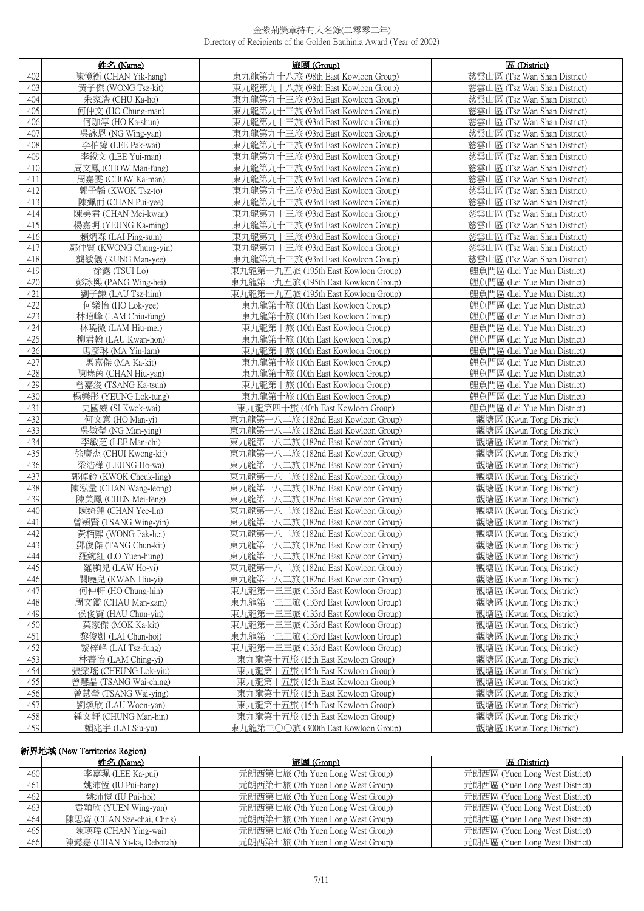金紫荊獎章持有人名錄(二零零二年)
Directory of Recipients of the Golden Bauhinia Award (Year of 2002)

| | 姓名 (Name) | 旅團 (Group) | 區 (District) |
|---|---|---|---|
| 402 | 陳憶衡 (CHAN Yik-hang) | 東九龍第九十八旅 (98th East Kowloon Group) | 慈雲山區 (Tsz Wan Shan District) |
| 403 | 黃子傑 (WONG Tsz-kit) | 東九龍第九十八旅 (98th East Kowloon Group) | 慈雲山區 (Tsz Wan Shan District) |
| 404 | 朱家浩 (CHU Ka-ho) | 東九龍第九十三旅 (93rd East Kowloon Group) | 慈雲山區 (Tsz Wan Shan District) |
| 405 | 何仲文 (HO Chung-man) | 東九龍第九十三旅 (93rd East Kowloon Group) | 慈雲山區 (Tsz Wan Shan District) |
| 406 | 何珈淳 (HO Ka-shun) | 東九龍第九十三旅 (93rd East Kowloon Group) | 慈雲山區 (Tsz Wan Shan District) |
| 407 | 吳詠恩 (NG Wing-yan) | 東九龍第九十三旅 (93rd East Kowloon Group) | 慈雲山區 (Tsz Wan Shan District) |
| 408 | 李柏緯 (LEE Pak-wai) | 東九龍第九十三旅 (93rd East Kowloon Group) | 慈雲山區 (Tsz Wan Shan District) |
| 409 | 李銳文 (LEE Yui-man) | 東九龍第九十三旅 (93rd East Kowloon Group) | 慈雲山區 (Tsz Wan Shan District) |
| 410 | 周文鳳 (CHOW Man-fung) | 東九龍第九十三旅 (93rd East Kowloon Group) | 慈雲山區 (Tsz Wan Shan District) |
| 411 | 周嘉雯 (CHOW Ka-man) | 東九龍第九十三旅 (93rd East Kowloon Group) | 慈雲山區 (Tsz Wan Shan District) |
| 412 | 郭子韜 (KWOK Tsz-to) | 東九龍第九十三旅 (93rd East Kowloon Group) | 慈雲山區 (Tsz Wan Shan District) |
| 413 | 陳姵而 (CHAN Pui-yee) | 東九龍第九十三旅 (93rd East Kowloon Group) | 慈雲山區 (Tsz Wan Shan District) |
| 414 | 陳美君 (CHAN Mei-kwan) | 東九龍第九十三旅 (93rd East Kowloon Group) | 慈雲山區 (Tsz Wan Shan District) |
| 415 | 楊嘉明 (YEUNG Ka-ming) | 東九龍第九十三旅 (93rd East Kowloon Group) | 慈雲山區 (Tsz Wan Shan District) |
| 416 | 賴炳森 (LAI Ping-sum) | 東九龍第九十三旅 (93rd East Kowloon Group) | 慈雲山區 (Tsz Wan Shan District) |
| 417 | 鄺仲賢 (KWONG Chung-yin) | 東九龍第九十三旅 (93rd East Kowloon Group) | 慈雲山區 (Tsz Wan Shan District) |
| 418 | 龔敏儀 (KUNG Man-yee) | 東九龍第九十三旅 (93rd East Kowloon Group) | 慈雲山區 (Tsz Wan Shan District) |
| 419 | 徐露 (TSUI Lo) | 東九龍第一九五旅 (195th East Kowloon Group) | 鯉魚門區 (Lei Yue Mun District) |
| 420 | 彭詠熙 (PANG Wing-hei) | 東九龍第一九五旅 (195th East Kowloon Group) | 鯉魚門區 (Lei Yue Mun District) |
| 421 | 劉子謙 (LAU Tsz-him) | 東九龍第一九五旅 (195th East Kowloon Group) | 鯉魚門區 (Lei Yue Mun District) |
| 422 | 何樂怡 (HO Lok-yee) | 東九龍第十旅 (10th East Kowloon Group) | 鯉魚門區 (Lei Yue Mun District) |
| 423 | 林昭峰 (LAM Chiu-fung) | 東九龍第十旅 (10th East Kowloon Group) | 鯉魚門區 (Lei Yue Mun District) |
| 424 | 林曉微 (LAM Hiu-mei) | 東九龍第十旅 (10th East Kowloon Group) | 鯉魚門區 (Lei Yue Mun District) |
| 425 | 柳君翰 (LAU Kwan-hon) | 東九龍第十旅 (10th East Kowloon Group) | 鯉魚門區 (Lei Yue Mun District) |
| 426 | 馬彥琳 (MA Yin-lam) | 東九龍第十旅 (10th East Kowloon Group) | 鯉魚門區 (Lei Yue Mun District) |
| 427 | 馬嘉傑 (MA Ka-kit) | 東九龍第十旅 (10th East Kowloon Group) | 鯉魚門區 (Lei Yue Mun District) |
| 428 | 陳曉茵 (CHAN Hiu-yan) | 東九龍第十旅 (10th East Kowloon Group) | 鯉魚門區 (Lei Yue Mun District) |
| 429 | 曾嘉浚 (TSANG Ka-tsun) | 東九龍第十旅 (10th East Kowloon Group) | 鯉魚門區 (Lei Yue Mun District) |
| 430 | 楊樂彤 (YEUNG Lok-tung) | 東九龍第十旅 (10th East Kowloon Group) | 鯉魚門區 (Lei Yue Mun District) |
| 431 | 史國威 (SI Kwok-wai) | 東九龍第四十旅 (40th East Kowloon Group) | 鯉魚門區 (Lei Yue Mun District) |
| 432 | 何文意 (HO Man-yi) | 東九龍第一八二旅 (182nd East Kowloon Group) | 觀塘區 (Kwun Tong District) |
| 433 | 吳敏瑩 (NG Man-ying) | 東九龍第一八二旅 (182nd East Kowloon Group) | 觀塘區 (Kwun Tong District) |
| 434 | 李敏芝 (LEE Man-chi) | 東九龍第一八二旅 (182nd East Kowloon Group) | 觀塘區 (Kwun Tong District) |
| 435 | 徐廣杰 (CHUI Kwong-kit) | 東九龍第一八二旅 (182nd East Kowloon Group) | 觀塘區 (Kwun Tong District) |
| 436 | 梁浩樺 (LEUNG Ho-wa) | 東九龍第一八二旅 (182nd East Kowloon Group) | 觀塘區 (Kwun Tong District) |
| 437 | 郭倬鈴 (KWOK Cheuk-ling) | 東九龍第一八二旅 (182nd East Kowloon Group) | 觀塘區 (Kwun Tong District) |
| 438 | 陳泓量 (CHAN Wang-leong) | 東九龍第一八二旅 (182nd East Kowloon Group) | 觀塘區 (Kwun Tong District) |
| 439 | 陳美鳳 (CHEN Mei-feng) | 東九龍第一八二旅 (182nd East Kowloon Group) | 觀塘區 (Kwun Tong District) |
| 440 | 陳綺蓮 (CHAN Yee-lin) | 東九龍第一八二旅 (182nd East Kowloon Group) | 觀塘區 (Kwun Tong District) |
| 441 | 曾穎賢 (TSANG Wing-yin) | 東九龍第一八二旅 (182nd East Kowloon Group) | 觀塘區 (Kwun Tong District) |
| 442 | 黃栢熙 (WONG Pak-hei) | 東九龍第一八二旅 (182nd East Kowloon Group) | 觀塘區 (Kwun Tong District) |
| 443 | 鄧俊傑 (TANG Chun-kit) | 東九龍第一八二旅 (182nd East Kowloon Group) | 觀塘區 (Kwun Tong District) |
| 444 | 羅婉紅 (LO Yuen-hung) | 東九龍第一八二旅 (182nd East Kowloon Group) | 觀塘區 (Kwun Tong District) |
| 445 | 羅灝兒 (LAW Ho-yi) | 東九龍第一八二旅 (182nd East Kowloon Group) | 觀塘區 (Kwun Tong District) |
| 446 | 關曉兒 (KWAN Hiu-yi) | 東九龍第一八二旅 (182nd East Kowloon Group) | 觀塘區 (Kwun Tong District) |
| 447 | 何仲軒 (HO Chung-hin) | 東九龍第一三三旅 (133rd East Kowloon Group) | 觀塘區 (Kwun Tong District) |
| 448 | 周文鑑 (CHAU Man-kam) | 東九龍第一三三旅 (133rd East Kowloon Group) | 觀塘區 (Kwun Tong District) |
| 449 | 侯俊賢 (HAU Chun-yin) | 東九龍第一三三旅 (133rd East Kowloon Group) | 觀塘區 (Kwun Tong District) |
| 450 | 莫家傑 (MOK Ka-kit) | 東九龍第一三三旅 (133rd East Kowloon Group) | 觀塘區 (Kwun Tong District) |
| 451 | 黎俊凱 (LAI Chun-hoi) | 東九龍第一三三旅 (133rd East Kowloon Group) | 觀塘區 (Kwun Tong District) |
| 452 | 黎梓峰 (LAI Tsz-fung) | 東九龍第一三三旅 (133rd East Kowloon Group) | 觀塘區 (Kwun Tong District) |
| 453 | 林菁怡 (LAM Ching-yi) | 東九龍第十五旅 (15th East Kowloon Group) | 觀塘區 (Kwun Tong District) |
| 454 | 張樂瑤 (CHEUNG Lok-yiu) | 東九龍第十五旅 (15th East Kowloon Group) | 觀塘區 (Kwun Tong District) |
| 455 | 曾慧晶 (TSANG Wai-ching) | 東九龍第十五旅 (15th East Kowloon Group) | 觀塘區 (Kwun Tong District) |
| 456 | 曾慧瑩 (TSANG Wai-ying) | 東九龍第十五旅 (15th East Kowloon Group) | 觀塘區 (Kwun Tong District) |
| 457 | 劉煥欣 (LAU Woon-yan) | 東九龍第十五旅 (15th East Kowloon Group) | 觀塘區 (Kwun Tong District) |
| 458 | 鍾文軒 (CHUNG Man-hin) | 東九龍第十五旅 (15th East Kowloon Group) | 觀塘區 (Kwun Tong District) |
| 459 | 賴兆宇 (LAI Siu-yu) | 東九龍第三〇〇旅 (300th East Kowloon Group) | 觀塘區 (Kwun Tong District) |

**新界地域 (New Territories Region)**

| | 姓名 (Name) | 旅團 (Group) | 區 (District) |
|---|---|---|---|
| 460 | 李嘉珮 (LEE Ka-pui) | 元朗西第七旅 (7th Yuen Long West Group) | 元朗西區 (Yuen Long West District) |
| 461 | 姚沛恆 (IU Pui-hang) | 元朗西第七旅 (7th Yuen Long West Group) | 元朗西區 (Yuen Long West District) |
| 462 | 姚沛愷 (IU Pui-hoi) | 元朗西第七旅 (7th Yuen Long West Group) | 元朗西區 (Yuen Long West District) |
| 463 | 袁穎欣 (YUEN Wing-yan) | 元朗西第七旅 (7th Yuen Long West Group) | 元朗西區 (Yuen Long West District) |
| 464 | 陳思齊 (CHAN Sze-chai, Chris) | 元朗西第七旅 (7th Yuen Long West Group) | 元朗西區 (Yuen Long West District) |
| 465 | 陳瑛瑋 (CHAN Ying-wai) | 元朗西第七旅 (7th Yuen Long West Group) | 元朗西區 (Yuen Long West District) |
| 466 | 陳懿嘉 (CHAN Yi-ka, Deborah) | 元朗西第七旅 (7th Yuen Long West Group) | 元朗西區 (Yuen Long West District) |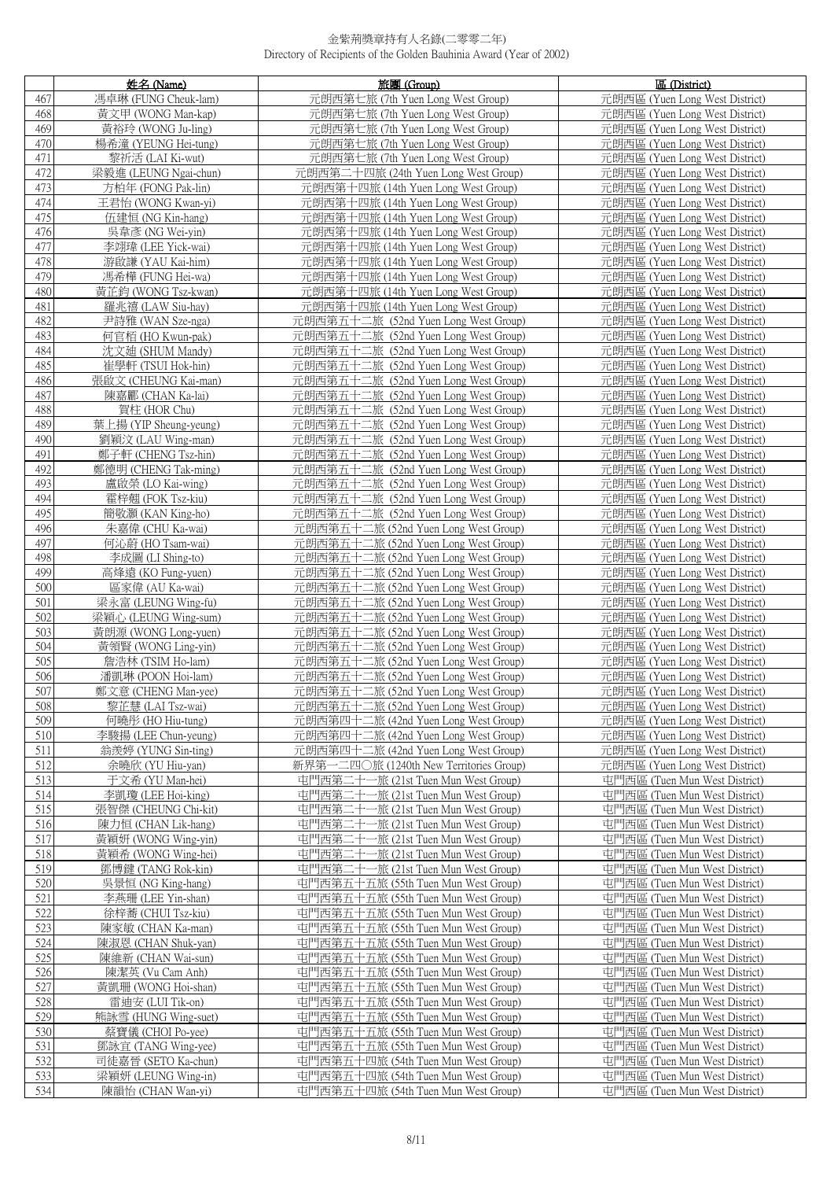金紫荊獎章持有人名錄(二零零二年)
Directory of Recipients of the Golden Bauhinia Award (Year of 2002)

| | 姓名 (Name) | 旅團 (Group) | 區 (District) |
|---|---|---|---|
| 467 | 馮卓琳 (FUNG Cheuk-lam) | 元朗西第七旅 (7th Yuen Long West Group) | 元朗西區 (Yuen Long West District) |
| 468 | 黃文甲 (WONG Man-kap) | 元朗西第七旅 (7th Yuen Long West Group) | 元朗西區 (Yuen Long West District) |
| 469 | 黃裕玲 (WONG Ju-ling) | 元朗西第七旅 (7th Yuen Long West Group) | 元朗西區 (Yuen Long West District) |
| 470 | 楊希潼 (YEUNG Hei-tung) | 元朗西第七旅 (7th Yuen Long West Group) | 元朗西區 (Yuen Long West District) |
| 471 | 黎祈活 (LAI Ki-wut) | 元朗西第七旅 (7th Yuen Long West Group) | 元朗西區 (Yuen Long West District) |
| 472 | 梁毅進 (LEUNG Ngai-chun) | 元朗西第二十四旅 (24th Yuen Long West Group) | 元朗西區 (Yuen Long West District) |
| 473 | 方柏年 (FONG Pak-lin) | 元朗西第十四旅 (14th Yuen Long West Group) | 元朗西區 (Yuen Long West District) |
| 474 | 王君怡 (WONG Kwan-yi) | 元朗西第十四旅 (14th Yuen Long West Group) | 元朗西區 (Yuen Long West District) |
| 475 | 伍建恒 (NG Kin-hang) | 元朗西第十四旅 (14th Yuen Long West Group) | 元朗西區 (Yuen Long West District) |
| 476 | 吳韋彥 (NG Wei-yin) | 元朗西第十四旅 (14th Yuen Long West Group) | 元朗西區 (Yuen Long West District) |
| 477 | 李翊瑋 (LEE Yick-wai) | 元朗西第十四旅 (14th Yuen Long West Group) | 元朗西區 (Yuen Long West District) |
| 478 | 游啟謙 (YAU Kai-him) | 元朗西第十四旅 (14th Yuen Long West Group) | 元朗西區 (Yuen Long West District) |
| 479 | 馮希樺 (FUNG Hei-wa) | 元朗西第十四旅 (14th Yuen Long West Group) | 元朗西區 (Yuen Long West District) |
| 480 | 黃芷鈞 (WONG Tsz-kwan) | 元朗西第十四旅 (14th Yuen Long West Group) | 元朗西區 (Yuen Long West District) |
| 481 | 羅兆禧 (LAW Siu-hay) | 元朗西第十四旅 (14th Yuen Long West Group) | 元朗西區 (Yuen Long West District) |
| 482 | 尹詩雅 (WAN Sze-nga) | 元朗西第五十二旅 (52nd Yuen Long West Group) | 元朗西區 (Yuen Long West District) |
| 483 | 何官栢 (HO Kwun-pak) | 元朗西第五十二旅 (52nd Yuen Long West Group) | 元朗西區 (Yuen Long West District) |
| 484 | 沈文廸 (SHUM Mandy) | 元朗西第五十二旅 (52nd Yuen Long West Group) | 元朗西區 (Yuen Long West District) |
| 485 | 崔學軒 (TSUI Hok-hin) | 元朗西第五十二旅 (52nd Yuen Long West Group) | 元朗西區 (Yuen Long West District) |
| 486 | 張啟文 (CHEUNG Kai-man) | 元朗西第五十二旅 (52nd Yuen Long West Group) | 元朗西區 (Yuen Long West District) |
| 487 | 陳嘉酈 (CHAN Ka-lai) | 元朗西第五十二旅 (52nd Yuen Long West Group) | 元朗西區 (Yuen Long West District) |
| 488 | 賀柱 (HOR Chu) | 元朗西第五十二旅 (52nd Yuen Long West Group) | 元朗西區 (Yuen Long West District) |
| 489 | 葉上揚 (YIP Sheung-yeung) | 元朗西第五十二旅 (52nd Yuen Long West Group) | 元朗西區 (Yuen Long West District) |
| 490 | 劉穎汶 (LAU Wing-man) | 元朗西第五十二旅 (52nd Yuen Long West Group) | 元朗西區 (Yuen Long West District) |
| 491 | 鄭子軒 (CHENG Tsz-hin) | 元朗西第五十二旅 (52nd Yuen Long West Group) | 元朗西區 (Yuen Long West District) |
| 492 | 鄭德明 (CHENG Tak-ming) | 元朗西第五十二旅 (52nd Yuen Long West Group) | 元朗西區 (Yuen Long West District) |
| 493 | 盧啟榮 (LO Kai-wing) | 元朗西第五十二旅 (52nd Yuen Long West Group) | 元朗西區 (Yuen Long West District) |
| 494 | 霍梓翹 (FOK Tsz-kiu) | 元朗西第五十二旅 (52nd Yuen Long West Group) | 元朗西區 (Yuen Long West District) |
| 495 | 簡敬灝 (KAN King-ho) | 元朗西第五十二旅 (52nd Yuen Long West Group) | 元朗西區 (Yuen Long West District) |
| 496 | 朱嘉偉 (CHU Ka-wai) | 元朗西第五十二旅 (52nd Yuen Long West Group) | 元朗西區 (Yuen Long West District) |
| 497 | 何沁蔚 (HO Tsam-wai) | 元朗西第五十二旅 (52nd Yuen Long West Group) | 元朗西區 (Yuen Long West District) |
| 498 | 李成圖 (LI Shing-to) | 元朗西第五十二旅 (52nd Yuen Long West Group) | 元朗西區 (Yuen Long West District) |
| 499 | 高烽遠 (KO Fung-yuen) | 元朗西第五十二旅 (52nd Yuen Long West Group) | 元朗西區 (Yuen Long West District) |
| 500 | 區家偉 (AU Ka-wai) | 元朗西第五十二旅 (52nd Yuen Long West Group) | 元朗西區 (Yuen Long West District) |
| 501 | 梁永富 (LEUNG Wing-fu) | 元朗西第五十二旅 (52nd Yuen Long West Group) | 元朗西區 (Yuen Long West District) |
| 502 | 梁穎心 (LEUNG Wing-sum) | 元朗西第五十二旅 (52nd Yuen Long West Group) | 元朗西區 (Yuen Long West District) |
| 503 | 黃朗源 (WONG Long-yuen) | 元朗西第五十二旅 (52nd Yuen Long West Group) | 元朗西區 (Yuen Long West District) |
| 504 | 黃領賢 (WONG Ling-yin) | 元朗西第五十二旅 (52nd Yuen Long West Group) | 元朗西區 (Yuen Long West District) |
| 505 | 詹浩林 (TSIM Ho-lam) | 元朗西第五十二旅 (52nd Yuen Long West Group) | 元朗西區 (Yuen Long West District) |
| 506 | 潘凱琳 (POON Hoi-lam) | 元朗西第五十二旅 (52nd Yuen Long West Group) | 元朗西區 (Yuen Long West District) |
| 507 | 鄭文意 (CHENG Man-yee) | 元朗西第五十二旅 (52nd Yuen Long West Group) | 元朗西區 (Yuen Long West District) |
| 508 | 黎芷慧 (LAI Tsz-wai) | 元朗西第五十二旅 (52nd Yuen Long West Group) | 元朗西區 (Yuen Long West District) |
| 509 | 何曉彤 (HO Hiu-tung) | 元朗西第四十二旅 (42nd Yuen Long West Group) | 元朗西區 (Yuen Long West District) |
| 510 | 李駿揚 (LEE Chun-yeung) | 元朗西第四十二旅 (42nd Yuen Long West Group) | 元朗西區 (Yuen Long West District) |
| 511 | 翁羨婷 (YUNG Sin-ting) | 元朗西第四十二旅 (42nd Yuen Long West Group) | 元朗西區 (Yuen Long West District) |
| 512 | 余曉欣 (YU Hiu-yan) | 新界第一二四〇旅 (1240th New Territories Group) | 元朗西區 (Yuen Long West District) |
| 513 | 于文希 (YU Man-hei) | 屯門西第二十一旅 (21st Tuen Mun West Group) | 屯門西區 (Tuen Mun West District) |
| 514 | 李凱瓊 (LEE Hoi-king) | 屯門西第二十一旅 (21st Tuen Mun West Group) | 屯門西區 (Tuen Mun West District) |
| 515 | 張智傑 (CHEUNG Chi-kit) | 屯門西第二十一旅 (21st Tuen Mun West Group) | 屯門西區 (Tuen Mun West District) |
| 516 | 陳力恒 (CHAN Lik-hang) | 屯門西第二十一旅 (21st Tuen Mun West Group) | 屯門西區 (Tuen Mun West District) |
| 517 | 黃穎妍 (WONG Wing-yin) | 屯門西第二十一旅 (21st Tuen Mun West Group) | 屯門西區 (Tuen Mun West District) |
| 518 | 黃穎希 (WONG Wing-hei) | 屯門西第二十一旅 (21st Tuen Mun West Group) | 屯門西區 (Tuen Mun West District) |
| 519 | 鄧博鍵 (TANG Rok-kin) | 屯門西第二十一旅 (21st Tuen Mun West Group) | 屯門西區 (Tuen Mun West District) |
| 520 | 吳景恒 (NG King-hang) | 屯門西第五十五旅 (55th Tuen Mun West Group) | 屯門西區 (Tuen Mun West District) |
| 521 | 李燕珊 (LEE Yin-shan) | 屯門西第五十五旅 (55th Tuen Mun West Group) | 屯門西區 (Tuen Mun West District) |
| 522 | 徐梓蕎 (CHUI Tsz-kiu) | 屯門西第五十五旅 (55th Tuen Mun West Group) | 屯門西區 (Tuen Mun West District) |
| 523 | 陳家敏 (CHAN Ka-man) | 屯門西第五十五旅 (55th Tuen Mun West Group) | 屯門西區 (Tuen Mun West District) |
| 524 | 陳淑恩 (CHAN Shuk-yan) | 屯門西第五十五旅 (55th Tuen Mun West Group) | 屯門西區 (Tuen Mun West District) |
| 525 | 陳維新 (CHAN Wai-sun) | 屯門西第五十五旅 (55th Tuen Mun West Group) | 屯門西區 (Tuen Mun West District) |
| 526 | 陳潔英 (Vu Cam Anh) | 屯門西第五十五旅 (55th Tuen Mun West Group) | 屯門西區 (Tuen Mun West District) |
| 527 | 黃凱珊 (WONG Hoi-shan) | 屯門西第五十五旅 (55th Tuen Mun West Group) | 屯門西區 (Tuen Mun West District) |
| 528 | 雷迪安 (LUI Tik-on) | 屯門西第五十五旅 (55th Tuen Mun West Group) | 屯門西區 (Tuen Mun West District) |
| 529 | 熊詠雪 (HUNG Wing-suet) | 屯門西第五十五旅 (55th Tuen Mun West Group) | 屯門西區 (Tuen Mun West District) |
| 530 | 蔡寶儀 (CHOI Po-yee) | 屯門西第五十五旅 (55th Tuen Mun West Group) | 屯門西區 (Tuen Mun West District) |
| 531 | 鄧詠宜 (TANG Wing-yee) | 屯門西第五十五旅 (55th Tuen Mun West Group) | 屯門西區 (Tuen Mun West District) |
| 532 | 司徒嘉晉 (SETO Ka-chun) | 屯門西第五十四旅 (54th Tuen Mun West Group) | 屯門西區 (Tuen Mun West District) |
| 533 | 梁穎妍 (LEUNG Wing-in) | 屯門西第五十四旅 (54th Tuen Mun West Group) | 屯門西區 (Tuen Mun West District) |
| 534 | 陳韻怡 (CHAN Wan-yi) | 屯門西第五十四旅 (54th Tuen Mun West Group) | 屯門西區 (Tuen Mun West District) |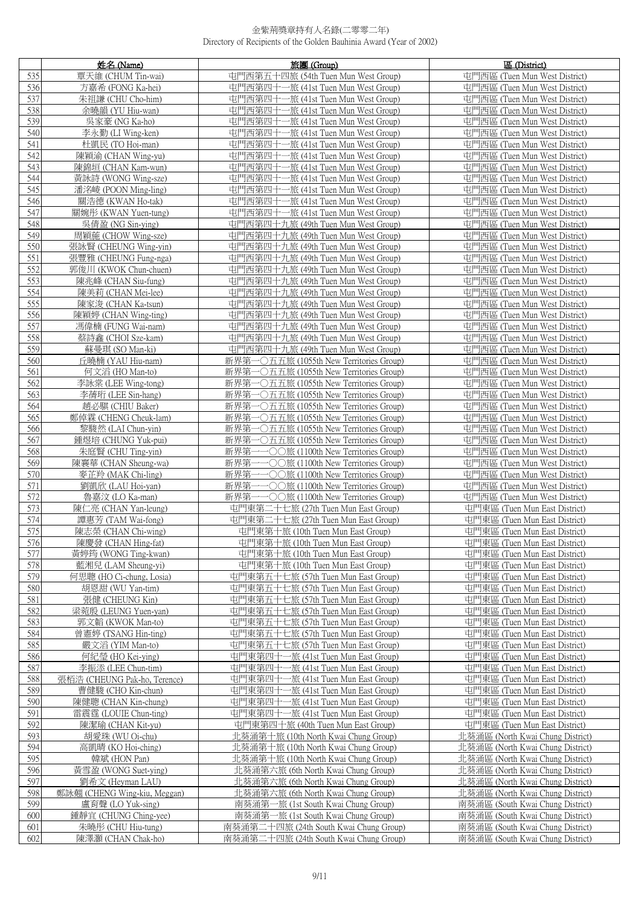金紫荊獎章持有人名錄(二零零二年)
Directory of Recipients of the Golden Bauhinia Award (Year of 2002)

| | 姓名 (Name) | 旅團 (Group) | 區 (District) |
|---|---|---|---|
| 535 | 覃天維 (CHUM Tin-wai) | 屯門西第五十四旅 (54th Tuen Mun West Group) | 屯門西區 (Tuen Mun West District) |
| 536 | 方嘉希 (FONG Ka-hei) | 屯門西第四十一旅 (41st Tuen Mun West Group) | 屯門西區 (Tuen Mun West District) |
| 537 | 朱祖謙 (CHU Cho-him) | 屯門西第四十一旅 (41st Tuen Mun West Group) | 屯門西區 (Tuen Mun West District) |
| 538 | 余曉韻 (YU Hiu-wan) | 屯門西第四十一旅 (41st Tuen Mun West Group) | 屯門西區 (Tuen Mun West District) |
| 539 | 吳家豪 (NG Ka-ho) | 屯門西第四十一旅 (41st Tuen Mun West Group) | 屯門西區 (Tuen Mun West District) |
| 540 | 李永勤 (LI Wing-ken) | 屯門西第四十一旅 (41st Tuen Mun West Group) | 屯門西區 (Tuen Mun West District) |
| 541 | 杜凱民 (TO Hoi-man) | 屯門西第四十一旅 (41st Tuen Mun West Group) | 屯門西區 (Tuen Mun West District) |
| 542 | 陳穎渝 (CHAN Wing-yu) | 屯門西第四十一旅 (41st Tuen Mun West Group) | 屯門西區 (Tuen Mun West District) |
| 543 | 陳錦垣 (CHAN Kam-wun) | 屯門西第四十一旅 (41st Tuen Mun West Group) | 屯門西區 (Tuen Mun West District) |
| 544 | 黃詠詩 (WONG Wing-sze) | 屯門西第四十一旅 (41st Tuen Mun West Group) | 屯門西區 (Tuen Mun West District) |
| 545 | 潘洺崚 (POON Ming-ling) | 屯門西第四十一旅 (41st Tuen Mun West Group) | 屯門西區 (Tuen Mun West District) |
| 546 | 關浩德 (KWAN Ho-tak) | 屯門西第四十一旅 (41st Tuen Mun West Group) | 屯門西區 (Tuen Mun West District) |
| 547 | 關婉彤 (KWAN Yuen-tung) | 屯門西第四十一旅 (41st Tuen Mun West Group) | 屯門西區 (Tuen Mun West District) |
| 548 | 吳倩盈 (NG Sin-ying) | 屯門西第四十九旅 (49th Tuen Mun West Group) | 屯門西區 (Tuen Mun West District) |
| 549 | 周穎葹 (CHOW Wing-sze) | 屯門西第四十九旅 (49th Tuen Mun West Group) | 屯門西區 (Tuen Mun West District) |
| 550 | 張詠賢 (CHEUNG Wing-yin) | 屯門西第四十九旅 (49th Tuen Mun West Group) | 屯門西區 (Tuen Mun West District) |
| 551 | 張豐雅 (CHEUNG Fung-nga) | 屯門西第四十九旅 (49th Tuen Mun West Group) | 屯門西區 (Tuen Mun West District) |
| 552 | 郭俊川 (KWOK Chun-chuen) | 屯門西第四十九旅 (49th Tuen Mun West Group) | 屯門西區 (Tuen Mun West District) |
| 553 | 陳兆峰 (CHAN Siu-fung) | 屯門西第四十九旅 (49th Tuen Mun West Group) | 屯門西區 (Tuen Mun West District) |
| 554 | 陳美莉 (CHAN Mei-lee) | 屯門西第四十九旅 (49th Tuen Mun West Group) | 屯門西區 (Tuen Mun West District) |
| 555 | 陳家浚 (CHAN Ka-tsun) | 屯門西第四十九旅 (49th Tuen Mun West Group) | 屯門西區 (Tuen Mun West District) |
| 556 | 陳穎婷 (CHAN Wing-ting) | 屯門西第四十九旅 (49th Tuen Mun West Group) | 屯門西區 (Tuen Mun West District) |
| 557 | 馮偉楠 (FUNG Wai-nam) | 屯門西第四十九旅 (49th Tuen Mun West Group) | 屯門西區 (Tuen Mun West District) |
| 558 | 蔡詩鑫 (CHOI Sze-kam) | 屯門西第四十九旅 (49th Tuen Mun West Group) | 屯門西區 (Tuen Mun West District) |
| 559 | 蘇曼琪 (SO Man-ki) | 屯門西第四十九旅 (49th Tuen Mun West Group) | 屯門西區 (Tuen Mun West District) |
| 560 | 丘曉楠 (YAU Hiu-nam) | 新界第一〇五五旅 (1055th New Territories Group) | 屯門西區 (Tuen Mun West District) |
| 561 | 何文滔 (HO Man-to) | 新界第一〇五五旅 (1055th New Territories Group) | 屯門西區 (Tuen Mun West District) |
| 562 | 李詠棠 (LEE Wing-tong) | 新界第一〇五五旅 (1055th New Territories Group) | 屯門西區 (Tuen Mun West District) |
| 563 | 李蒨珩 (LEE Sin-hang) | 新界第一〇五五旅 (1055th New Territories Group) | 屯門西區 (Tuen Mun West District) |
| 564 | 趙必騏 (CHIU Baker) | 新界第一〇五五旅 (1055th New Territories Group) | 屯門西區 (Tuen Mun West District) |
| 565 | 鄭倬霖 (CHENG Cheuk-lam) | 新界第一〇五五旅 (1055th New Territories Group) | 屯門西區 (Tuen Mun West District) |
| 566 | 黎駿然 (LAI Chun-yin) | 新界第一〇五五旅 (1055th New Territories Group) | 屯門西區 (Tuen Mun West District) |
| 567 | 鍾煜培 (CHUNG Yuk-pui) | 新界第一〇五五旅 (1055th New Territories Group) | 屯門西區 (Tuen Mun West District) |
| 568 | 朱庭賢 (CHU Ting-yin) | 新界第一一〇〇旅 (1100th New Territories Group) | 屯門西區 (Tuen Mun West District) |
| 569 | 陳襄華 (CHAN Sheung-wa) | 新界第一一〇〇旅 (1100th New Territories Group) | 屯門西區 (Tuen Mun West District) |
| 570 | 麥芷羚 (MAK Chi-ling) | 新界第一一〇〇旅 (1100th New Territories Group) | 屯門西區 (Tuen Mun West District) |
| 571 | 劉凱欣 (LAU Hoi-yan) | 新界第一一〇〇旅 (1100th New Territories Group) | 屯門西區 (Tuen Mun West District) |
| 572 | 魯嘉汶 (LO Ka-man) | 新界第一一〇〇旅 (1100th New Territories Group) | 屯門西區 (Tuen Mun West District) |
| 573 | 陳仁亮 (CHAN Yan-leung) | 屯門東第二十七旅 (27th Tuen Mun East Group) | 屯門東區 (Tuen Mun East District) |
| 574 | 譚惠芳 (TAM Wai-fong) | 屯門東第二十七旅 (27th Tuen Mun East Group) | 屯門東區 (Tuen Mun East District) |
| 575 | 陳志榮 (CHAN Chi-wing) | 屯門東第十旅 (10th Tuen Mun East Group) | 屯門東區 (Tuen Mun East District) |
| 576 | 陳慶發 (CHAN Hing-fat) | 屯門東第十旅 (10th Tuen Mun East Group) | 屯門東區 (Tuen Mun East District) |
| 577 | 黃婷筠 (WONG Ting-kwan) | 屯門東第十旅 (10th Tuen Mun East Group) | 屯門東區 (Tuen Mun East District) |
| 578 | 藍湘兒 (LAM Sheung-yi) | 屯門東第十旅 (10th Tuen Mun East Group) | 屯門東區 (Tuen Mun East District) |
| 579 | 何思聰 (HO Ci-chung, Losia) | 屯門東第五十七旅 (57th Tuen Mun East Group) | 屯門東區 (Tuen Mun East District) |
| 580 | 胡恩甜 (WU Yan-tim) | 屯門東第五十七旅 (57th Tuen Mun East Group) | 屯門東區 (Tuen Mun East District) |
| 581 | 張健 (CHEUNG Kin) | 屯門東第五十七旅 (57th Tuen Mun East Group) | 屯門東區 (Tuen Mun East District) |
| 582 | 梁菀殷 (LEUNG Yuen-yan) | 屯門東第五十七旅 (57th Tuen Mun East Group) | 屯門東區 (Tuen Mun East District) |
| 583 | 郭文韜 (KWOK Man-to) | 屯門東第五十七旅 (57th Tuen Mun East Group) | 屯門東區 (Tuen Mun East District) |
| 584 | 曾憲婷 (TSANG Hin-ting) | 屯門東第五十七旅 (57th Tuen Mun East Group) | 屯門東區 (Tuen Mun East District) |
| 585 | 嚴文滔 (YIM Man-to) | 屯門東第五十七旅 (57th Tuen Mun East Group) | 屯門東區 (Tuen Mun East District) |
| 586 | 何紀瑩 (HO Kei-ying) | 屯門東第四十一旅 (41st Tuen Mun East Group) | 屯門東區 (Tuen Mun East District) |
| 587 | 李振添 (LEE Chun-tim) | 屯門東第四十一旅 (41st Tuen Mun East Group) | 屯門東區 (Tuen Mun East District) |
| 588 | 張栢浩 (CHEUNG Pak-ho, Terence) | 屯門東第四十一旅 (41st Tuen Mun East Group) | 屯門東區 (Tuen Mun East District) |
| 589 | 曹健駿 (CHO Kin-chun) | 屯門東第四十一旅 (41st Tuen Mun East Group) | 屯門東區 (Tuen Mun East District) |
| 590 | 陳健聰 (CHAN Kin-chung) | 屯門東第四十一旅 (41st Tuen Mun East Group) | 屯門東區 (Tuen Mun East District) |
| 591 | 雷震霆 (LOUIE Chun-ting) | 屯門東第四十一旅 (41st Tuen Mun East Group) | 屯門東區 (Tuen Mun East District) |
| 592 | 陳潔瑜 (CHAN Kit-yu) | 屯門東第四十旅 (40th Tuen Mun East Group) | 屯門東區 (Tuen Mun East District) |
| 593 | 胡愛珠 (WU Oi-chu) | 北葵涌第十旅 (10th North Kwai Chung Group) | 北葵涌區 (North Kwai Chung District) |
| 594 | 高凱晴 (KO Hoi-ching) | 北葵涌第十旅 (10th North Kwai Chung Group) | 北葵涌區 (North Kwai Chung District) |
| 595 | 韓斌 (HON Pan) | 北葵涌第十旅 (10th North Kwai Chung Group) | 北葵涌區 (North Kwai Chung District) |
| 596 | 黃雪盈 (WONG Suet-ying) | 北葵涌第六旅 (6th North Kwai Chung Group) | 北葵涌區 (North Kwai Chung District) |
| 597 | 劉希文 (Heyman LAU) | 北葵涌第六旅 (6th North Kwai Chung Group) | 北葵涌區 (North Kwai Chung District) |
| 598 | 鄭詠翹 (CHENG Wing-kiu, Meggan) | 北葵涌第六旅 (6th North Kwai Chung Group) | 北葵涌區 (North Kwai Chung District) |
| 599 | 盧育聲 (LO Yuk-sing) | 南葵涌第一旅 (1st South Kwai Chung Group) | 南葵涌區 (South Kwai Chung District) |
| 600 | 鍾靜宜 (CHUNG Ching-yee) | 南葵涌第一旅 (1st South Kwai Chung Group) | 南葵涌區 (South Kwai Chung District) |
| 601 | 朱曉彤 (CHU Hiu-tung) | 南葵涌第二十四旅 (24th South Kwai Chung Group) | 南葵涌區 (South Kwai Chung District) |
| 602 | 陳澤灝 (CHAN Chak-ho) | 南葵涌第二十四旅 (24th South Kwai Chung Group) | 南葵涌區 (South Kwai Chung District) |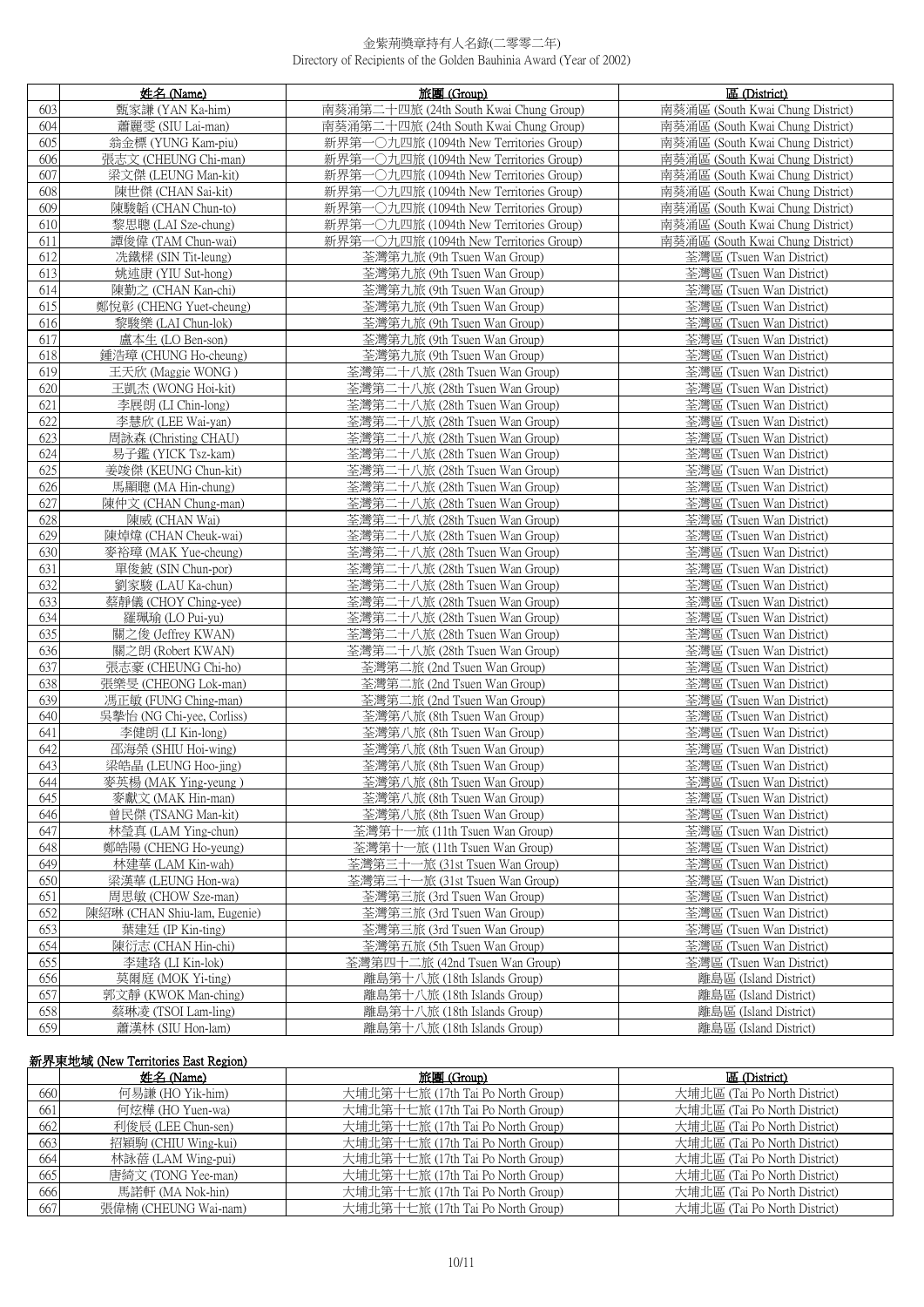金紫荊獎章持有人名錄(二零零二年)
Directory of Recipients of the Golden Bauhinia Award (Year of 2002)

| | 姓名 (Name) | 旅團 (Group) | 區 (District) |
|---|---|---|---|
| 603 | 甄家謙 (YAN Ka-him) | 南葵涌第二十四旅 (24th South Kwai Chung Group) | 南葵涌區 (South Kwai Chung District) |
| 604 | 蕭麗雯 (SIU Lai-man) | 南葵涌第二十四旅 (24th South Kwai Chung Group) | 南葵涌區 (South Kwai Chung District) |
| 605 | 翁金標 (YUNG Kam-piu) | 新界第一〇九四旅 (1094th New Territories Group) | 南葵涌區 (South Kwai Chung District) |
| 606 | 張志文 (CHEUNG Chi-man) | 新界第一〇九四旅 (1094th New Territories Group) | 南葵涌區 (South Kwai Chung District) |
| 607 | 梁文傑 (LEUNG Man-kit) | 新界第一〇九四旅 (1094th New Territories Group) | 南葵涌區 (South Kwai Chung District) |
| 608 | 陳世傑 (CHAN Sai-kit) | 新界第一〇九四旅 (1094th New Territories Group) | 南葵涌區 (South Kwai Chung District) |
| 609 | 陳駿韜 (CHAN Chun-to) | 新界第一〇九四旅 (1094th New Territories Group) | 南葵涌區 (South Kwai Chung District) |
| 610 | 黎思聰 (LAI Sze-chung) | 新界第一〇九四旅 (1094th New Territories Group) | 南葵涌區 (South Kwai Chung District) |
| 611 | 譚俊偉 (TAM Chun-wai) | 新界第一〇九四旅 (1094th New Territories Group) | 南葵涌區 (South Kwai Chung District) |
| 612 | 冼鐵樑 (SIN Tit-leung) | 荃灣第九旅 (9th Tsuen Wan Group) | 荃灣區 (Tsuen Wan District) |
| 613 | 姚述康 (YIU Sut-hong) | 荃灣第九旅 (9th Tsuen Wan Group) | 荃灣區 (Tsuen Wan District) |
| 614 | 陳勤之 (CHAN Kan-chi) | 荃灣第九旅 (9th Tsuen Wan Group) | 荃灣區 (Tsuen Wan District) |
| 615 | 鄭悅彰 (CHENG Yuet-cheung) | 荃灣第九旅 (9th Tsuen Wan Group) | 荃灣區 (Tsuen Wan District) |
| 616 | 黎駿樂 (LAI Chun-lok) | 荃灣第九旅 (9th Tsuen Wan Group) | 荃灣區 (Tsuen Wan District) |
| 617 | 盧本生 (LO Ben-son) | 荃灣第九旅 (9th Tsuen Wan Group) | 荃灣區 (Tsuen Wan District) |
| 618 | 鍾浩璋 (CHUNG Ho-cheung) | 荃灣第九旅 (9th Tsuen Wan Group) | 荃灣區 (Tsuen Wan District) |
| 619 | 王天欣 (Maggie WONG ) | 荃灣第二十八旅 (28th Tsuen Wan Group) | 荃灣區 (Tsuen Wan District) |
| 620 | 王凱杰 (WONG Hoi-kit) | 荃灣第二十八旅 (28th Tsuen Wan Group) | 荃灣區 (Tsuen Wan District) |
| 621 | 李展朗 (LI Chin-long) | 荃灣第二十八旅 (28th Tsuen Wan Group) | 荃灣區 (Tsuen Wan District) |
| 622 | 李慧欣 (LEE Wai-yan) | 荃灣第二十八旅 (28th Tsuen Wan Group) | 荃灣區 (Tsuen Wan District) |
| 623 | 周詠森 (Christing CHAU) | 荃灣第二十八旅 (28th Tsuen Wan Group) | 荃灣區 (Tsuen Wan District) |
| 624 | 易子鑑 (YICK Tsz-kam) | 荃灣第二十八旅 (28th Tsuen Wan Group) | 荃灣區 (Tsuen Wan District) |
| 625 | 姜竣傑 (KEUNG Chun-kit) | 荃灣第二十八旅 (28th Tsuen Wan Group) | 荃灣區 (Tsuen Wan District) |
| 626 | 馬顯聰 (MA Hin-chung) | 荃灣第二十八旅 (28th Tsuen Wan Group) | 荃灣區 (Tsuen Wan District) |
| 627 | 陳仲文 (CHAN Chung-man) | 荃灣第二十八旅 (28th Tsuen Wan Group) | 荃灣區 (Tsuen Wan District) |
| 628 | 陳威 (CHAN Wai) | 荃灣第二十八旅 (28th Tsuen Wan Group) | 荃灣區 (Tsuen Wan District) |
| 629 | 陳焯煒 (CHAN Cheuk-wai) | 荃灣第二十八旅 (28th Tsuen Wan Group) | 荃灣區 (Tsuen Wan District) |
| 630 | 麥裕璋 (MAK Yue-cheung) | 荃灣第二十八旅 (28th Tsuen Wan Group) | 荃灣區 (Tsuen Wan District) |
| 631 | 單俊皱 (SIN Chun-por) | 荃灣第二十八旅 (28th Tsuen Wan Group) | 荃灣區 (Tsuen Wan District) |
| 632 | 劉家駿 (LAU Ka-chun) | 荃灣第二十八旅 (28th Tsuen Wan Group) | 荃灣區 (Tsuen Wan District) |
| 633 | 蔡靜儀 (CHOY Ching-yee) | 荃灣第二十八旅 (28th Tsuen Wan Group) | 荃灣區 (Tsuen Wan District) |
| 634 | 羅珮瑜 (LO Pui-yu) | 荃灣第二十八旅 (28th Tsuen Wan Group) | 荃灣區 (Tsuen Wan District) |
| 635 | 關之俊 (Jeffrey KWAN) | 荃灣第二十八旅 (28th Tsuen Wan Group) | 荃灣區 (Tsuen Wan District) |
| 636 | 關之朗 (Robert KWAN) | 荃灣第二十八旅 (28th Tsuen Wan Group) | 荃灣區 (Tsuen Wan District) |
| 637 | 張志豪 (CHEUNG Chi-ho) | 荃灣第二旅 (2nd Tsuen Wan Group) | 荃灣區 (Tsuen Wan District) |
| 638 | 張樂旻 (CHEONG Lok-man) | 荃灣第二旅 (2nd Tsuen Wan Group) | 荃灣區 (Tsuen Wan District) |
| 639 | 馮正敏 (FUNG Ching-man) | 荃灣第二旅 (2nd Tsuen Wan Group) | 荃灣區 (Tsuen Wan District) |
| 640 | 吳摯怡 (NG Chi-yee, Corliss) | 荃灣第八旅 (8th Tsuen Wan Group) | 荃灣區 (Tsuen Wan District) |
| 641 | 李健朗 (LI Kin-long) | 荃灣第八旅 (8th Tsuen Wan Group) | 荃灣區 (Tsuen Wan District) |
| 642 | 邵海榮 (SHIU Hoi-wing) | 荃灣第八旅 (8th Tsuen Wan Group) | 荃灣區 (Tsuen Wan District) |
| 643 | 梁皓晶 (LEUNG Hoo-jing) | 荃灣第八旅 (8th Tsuen Wan Group) | 荃灣區 (Tsuen Wan District) |
| 644 | 麥英楊 (MAK Ying-yeung ) | 荃灣第八旅 (8th Tsuen Wan Group) | 荃灣區 (Tsuen Wan District) |
| 645 | 麥獻文 (MAK Hin-man) | 荃灣第八旅 (8th Tsuen Wan Group) | 荃灣區 (Tsuen Wan District) |
| 646 | 曾民傑 (TSANG Man-kit) | 荃灣第八旅 (8th Tsuen Wan Group) | 荃灣區 (Tsuen Wan District) |
| 647 | 林瑩真 (LAM Ying-chun) | 荃灣第十一旅 (11th Tsuen Wan Group) | 荃灣區 (Tsuen Wan District) |
| 648 | 鄭皓陽 (CHENG Ho-yeung) | 荃灣第十一旅 (11th Tsuen Wan Group) | 荃灣區 (Tsuen Wan District) |
| 649 | 林建華 (LAM Kin-wah) | 荃灣第三十一旅 (31st Tsuen Wan Group) | 荃灣區 (Tsuen Wan District) |
| 650 | 梁漢華 (LEUNG Hon-wa) | 荃灣第三十一旅 (31st Tsuen Wan Group) | 荃灣區 (Tsuen Wan District) |
| 651 | 周思敏 (CHOW Sze-man) | 荃灣第三旅 (3rd Tsuen Wan Group) | 荃灣區 (Tsuen Wan District) |
| 652 | 陳紹琳 (CHAN Shiu-lam, Eugenie) | 荃灣第三旅 (3rd Tsuen Wan Group) | 荃灣區 (Tsuen Wan District) |
| 653 | 葉建廷 (IP Kin-ting) | 荃灣第三旅 (3rd Tsuen Wan Group) | 荃灣區 (Tsuen Wan District) |
| 654 | 陳衍志 (CHAN Hin-chi) | 荃灣第五旅 (5th Tsuen Wan Group) | 荃灣區 (Tsuen Wan District) |
| 655 | 李建珞 (LI Kin-lok) | 荃灣第四十二旅 (42nd Tsuen Wan Group) | 荃灣區 (Tsuen Wan District) |
| 656 | 莫爾庭 (MOK Yi-ting) | 離島第十八旅 (18th Islands Group) | 離島區 (Island District) |
| 657 | 郭文靜 (KWOK Man-ching) | 離島第十八旅 (18th Islands Group) | 離島區 (Island District) |
| 658 | 蔡琳凌 (TSOI Lam-ling) | 離島第十八旅 (18th Islands Group) | 離島區 (Island District) |
| 659 | 蕭漢林 (SIU Hon-lam) | 離島第十八旅 (18th Islands Group) | 離島區 (Island District) |

**新界東地域 (New Territories East Region)**

| | 姓名 (Name) | 旅團 (Group) | 區 (District) |
|---|---|---|---|
| 660 | 何易謙 (HO Yik-him) | 大埔北第十七旅 (17th Tai Po North Group) | 大埔北區 (Tai Po North District) |
| 661 | 何炫樺 (HO Yuen-wa) | 大埔北第十七旅 (17th Tai Po North Group) | 大埔北區 (Tai Po North District) |
| 662 | 利俊辰 (LEE Chun-sen) | 大埔北第十七旅 (17th Tai Po North Group) | 大埔北區 (Tai Po North District) |
| 663 | 招穎駒 (CHIU Wing-kui) | 大埔北第十七旅 (17th Tai Po North Group) | 大埔北區 (Tai Po North District) |
| 664 | 林詠蓓 (LAM Wing-pui) | 大埔北第十七旅 (17th Tai Po North Group) | 大埔北區 (Tai Po North District) |
| 665 | 唐綺文 (TONG Yee-man) | 大埔北第十七旅 (17th Tai Po North Group) | 大埔北區 (Tai Po North District) |
| 666 | 馬諾軒 (MA Nok-hin) | 大埔北第十七旅 (17th Tai Po North Group) | 大埔北區 (Tai Po North District) |
| 667 | 張偉楠 (CHEUNG Wai-nam) | 大埔北第十七旅 (17th Tai Po North Group) | 大埔北區 (Tai Po North District) |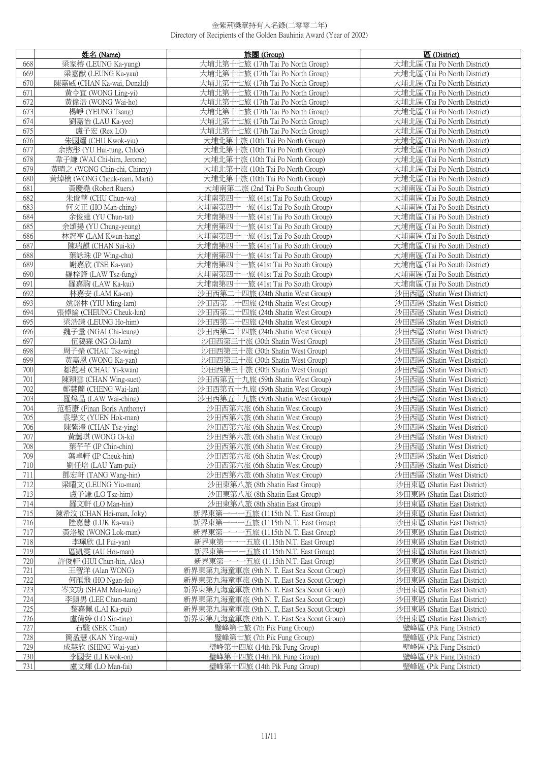金紫荊獎章持有人名錄(二零零二年)
Directory of Recipients of the Golden Bauhinia Award (Year of 2002)

| | 姓名 (Name) | 旅團 (Group) | 區 (District) |
|---|---|---|---|
| 668 | 梁家榕 (LEUNG Ka-yung) | 大埔北第十七旅 (17th Tai Po North Group) | 大埔北區 (Tai Po North District) |
| 669 | 梁嘉猷 (LEUNG Ka-yau) | 大埔北第十七旅 (17th Tai Po North Group) | 大埔北區 (Tai Po North District) |
| 670 | 陳嘉威 (CHAN Ka-wai, Donald) | 大埔北第十七旅 (17th Tai Po North Group) | 大埔北區 (Tai Po North District) |
| 671 | 黃令宜 (WONG Ling-yi) | 大埔北第十七旅 (17th Tai Po North Group) | 大埔北區 (Tai Po North District) |
| 672 | 黃偉浩 (WONG Wai-ho) | 大埔北第十七旅 (17th Tai Po North Group) | 大埔北區 (Tai Po North District) |
| 673 | 楊崢 (YEUNG Tsang) | 大埔北第十七旅 (17th Tai Po North Group) | 大埔北區 (Tai Po North District) |
| 674 | 劉嘉怡 (LAU Ka-yee) | 大埔北第十七旅 (17th Tai Po North Group) | 大埔北區 (Tai Po North District) |
| 675 | 盧子宏 (Rex LO) | 大埔北第十七旅 (17th Tai Po North Group) | 大埔北區 (Tai Po North District) |
| 676 | 朱國耀 (CHU Kwok-yiu) | 大埔北第十旅 (10th Tai Po North Group) | 大埔北區 (Tai Po North District) |
| 677 | 余煦彤 (YU Hui-tung, Chloe) | 大埔北第十旅 (10th Tai Po North Group) | 大埔北區 (Tai Po North District) |
| 678 | 韋子謙 (WAI Chi-him, Jerome) | 大埔北第十旅 (10th Tai Po North Group) | 大埔北區 (Tai Po North District) |
| 679 | 黃晴之 (WONG Chin-chi, Chinny) | 大埔北第十旅 (10th Tai Po North Group) | 大埔北區 (Tai Po North District) |
| 680 | 黃焯楠 (WONG Cheuk-nam, Marti) | 大埔北第十旅 (10th Tai Po North Group) | 大埔北區 (Tai Po North District) |
| 681 | 黃慶堯 (Robert Ruers) | 大埔南第二旅 (2nd Tai Po South Group) | 大埔南區 (Tai Po South District) |
| 682 | 朱俊華 (CHU Chun-wa) | 大埔南第四十一旅 (41st Tai Po South Group) | 大埔南區 (Tai Po South District) |
| 683 | 何文正 (HO Man-ching) | 大埔南第四十一旅 (41st Tai Po South Group) | 大埔南區 (Tai Po South District) |
| 684 | 余俊達 (YU Chun-tat) | 大埔南第四十一旅 (41st Tai Po South Group) | 大埔南區 (Tai Po South District) |
| 685 | 余頌揚 (YU Chung-yeung) | 大埔南第四十一旅 (41st Tai Po South Group) | 大埔南區 (Tai Po South District) |
| 686 | 林冠亨 (LAM Kwun-hang) | 大埔南第四十一旅 (41st Tai Po South Group) | 大埔南區 (Tai Po South District) |
| 687 | 陳瑞麒 (CHAN Sui-ki) | 大埔南第四十一旅 (41st Tai Po South Group) | 大埔南區 (Tai Po South District) |
| 688 | 葉詠珠 (IP Wing-chu) | 大埔南第四十一旅 (41st Tai Po South Group) | 大埔南區 (Tai Po South District) |
| 689 | 謝嘉欣 (TSE Ka-yan) | 大埔南第四十一旅 (41st Tai Po South Group) | 大埔南區 (Tai Po South District) |
| 690 | 羅梓鋒 (LAW Tsz-fung) | 大埔南第四十一旅 (41st Tai Po South Group) | 大埔南區 (Tai Po South District) |
| 691 | 羅嘉駒 (LAW Ka-kui) | 大埔南第四十一旅 (41st Tai Po South Group) | 大埔南區 (Tai Po South District) |
| 692 | 林嘉安 (LAM Ka-on) | 沙田西第二十四旅 (24th Shatin West Group) | 沙田西區 (Shatin West District) |
| 693 | 姚銘林 (YIU Ming-lam) | 沙田西第二十四旅 (24th Shatin West Group) | 沙田西區 (Shatin West District) |
| 694 | 張倬綸 (CHEUNG Cheuk-lun) | 沙田西第二十四旅 (24th Shatin West Group) | 沙田西區 (Shatin West District) |
| 695 | 梁浩謙 (LEUNG Ho-him) | 沙田西第二十四旅 (24th Shatin West Group) | 沙田西區 (Shatin West District) |
| 696 | 魏子量 (NGAI Chi-leung) | 沙田西第二十四旅 (24th Shatin West Group) | 沙田西區 (Shatin West District) |
| 697 | 伍藹霖 (NG Oi-lam) | 沙田西第三十旅 (30th Shatin West Group) | 沙田西區 (Shatin West District) |
| 698 | 周子榮 (CHAU Tsz-wing) | 沙田西第三十旅 (30th Shatin West Group) | 沙田西區 (Shatin West District) |
| 699 | 黃嘉恩 (WONG Ka-yan) | 沙田西第三十旅 (30th Shatin West Group) | 沙田西區 (Shatin West District) |
| 700 | 鄒懿君 (CHAU Yi-kwan) | 沙田西第三十旅 (30th Shatin West Group) | 沙田西區 (Shatin West District) |
| 701 | 陳穎雪 (CHAN Wing-suet) | 沙田西第五十九旅 (59th Shatin West Group) | 沙田西區 (Shatin West District) |
| 702 | 鄭慧蘭 (CHENG Wai-lan) | 沙田西第五十九旅 (59th Shatin West Group) | 沙田西區 (Shatin West District) |
| 703 | 羅煒晶 (LAW Wai-ching) | 沙田西第五十九旅 (59th Shatin West Group) | 沙田西區 (Shatin West District) |
| 704 | 范栢康 (Finan Boris Anthony) | 沙田西第六旅 (6th Shatin West Group) | 沙田西區 (Shatin West District) |
| 705 | 袁學文 (YUEN Hok-man) | 沙田西第六旅 (6th Shatin West Group) | 沙田西區 (Shatin West District) |
| 706 | 陳紫瀅 (CHAN Tsz-ying) | 沙田西第六旅 (6th Shatin West Group) | 沙田西區 (Shatin West District) |
| 707 | 黃藹琪 (WONG Oi-ki) | 沙田西第六旅 (6th Shatin West Group) | 沙田西區 (Shatin West District) |
| 708 | 葉芊芊 (IP Chin-chin) | 沙田西第六旅 (6th Shatin West Group) | 沙田西區 (Shatin West District) |
| 709 | 葉卓軒 (IP Cheuk-hin) | 沙田西第六旅 (6th Shatin West Group) | 沙田西區 (Shatin West District) |
| 710 | 劉任培 (LAU Yam-pui) | 沙田西第六旅 (6th Shatin West Group) | 沙田西區 (Shatin West District) |
| 711 | 鄧宏軒 (TANG Wang-hin) | 沙田西第六旅 (6th Shatin West Group) | 沙田西區 (Shatin West District) |
| 712 | 梁曜文 (LEUNG Yiu-man) | 沙田東第八旅 (8th Shatin East Group) | 沙田東區 (Shatin East District) |
| 713 | 盧子謙 (LO Tsz-him) | 沙田東第八旅 (8th Shatin East Group) | 沙田東區 (Shatin East District) |
| 714 | 羅文軒 (LO Man-hin) | 沙田東第八旅 (8th Shatin East Group) | 沙田東區 (Shatin East District) |
| 715 | 陳希汶 (CHAN Hei-man, Joky) | 新界東第一一一五旅 (1115th N. T. East Group) | 沙田東區 (Shatin East District) |
| 716 | 陸嘉慧 (LUK Ka-wai) | 新界東第一一一五旅 (1115th N. T. East Group) | 沙田東區 (Shatin East District) |
| 717 | 黃洛敏 (WONG Lok-man) | 新界東第一一一五旅 (1115th N. T. East Group) | 沙田東區 (Shatin East District) |
| 718 | 李珮欣 (LI Pui-yan) | 新界東第一一一五旅 (1115th N.T. East Group) | 沙田東區 (Shatin East District) |
| 719 | 區凱雯 (AU Hoi-man) | 新界東第一一一五旅 (1115th N.T. East Group) | 沙田東區 (Shatin East District) |
| 720 | 許俊軒 (HUI Chun-hin, Alex) | 新界東第一一一五旅 (1115th N.T. East Group) | 沙田東區 (Shatin East District) |
| 721 | 王智洋 (Alan WONG) | 新界東第九海童軍旅 (9th N. T. East Sea Scout Group) | 沙田東區 (Shatin East District) |
| 722 | 何雁飛 (HO Ngan-fei) | 新界東第九海童軍旅 (9th N. T. East Sea Scout Group) | 沙田東區 (Shatin East District) |
| 723 | 岑文功 (SHAM Man-kung) | 新界東第九海童軍旅 (9th N. T. East Sea Scout Group) | 沙田東區 (Shatin East District) |
| 724 | 李鎮男 (LEE Chun-nam) | 新界東第九海童軍旅 (9th N. T. East Sea Scout Group) | 沙田東區 (Shatin East District) |
| 725 | 黎嘉佩 (LAI Ka-pui) | 新界東第九海童軍旅 (9th N. T. East Sea Scout Group) | 沙田東區 (Shatin East District) |
| 726 | 盧倩婷 (LO Sin-ting) | 新界東第九海童軍旅 (9th N. T. East Sea Scout Group) | 沙田東區 (Shatin East District) |
| 727 | 石駿 (SEK Chun) | 璧峰第七旅 (7th Pik Fung Group) | 璧峰區 (Pik Fung District) |
| 728 | 簡盈慧 (KAN Ying-wai) | 璧峰第七旅 (7th Pik Fung Group) | 璧峰區 (Pik Fung District) |
| 729 | 成慧欣 (SHING Wai-yan) | 璧峰第十四旅 (14th Pik Fung Group) | 璧峰區 (Pik Fung District) |
| 730 | 李國安 (LI Kwok-on) | 璧峰第十四旅 (14th Pik Fung Group) | 璧峰區 (Pik Fung District) |
| 731 | 盧文輝 (LO Man-fai) | 璧峰第十四旅 (14th Pik Fung Group) | 璧峰區 (Pik Fung District) |